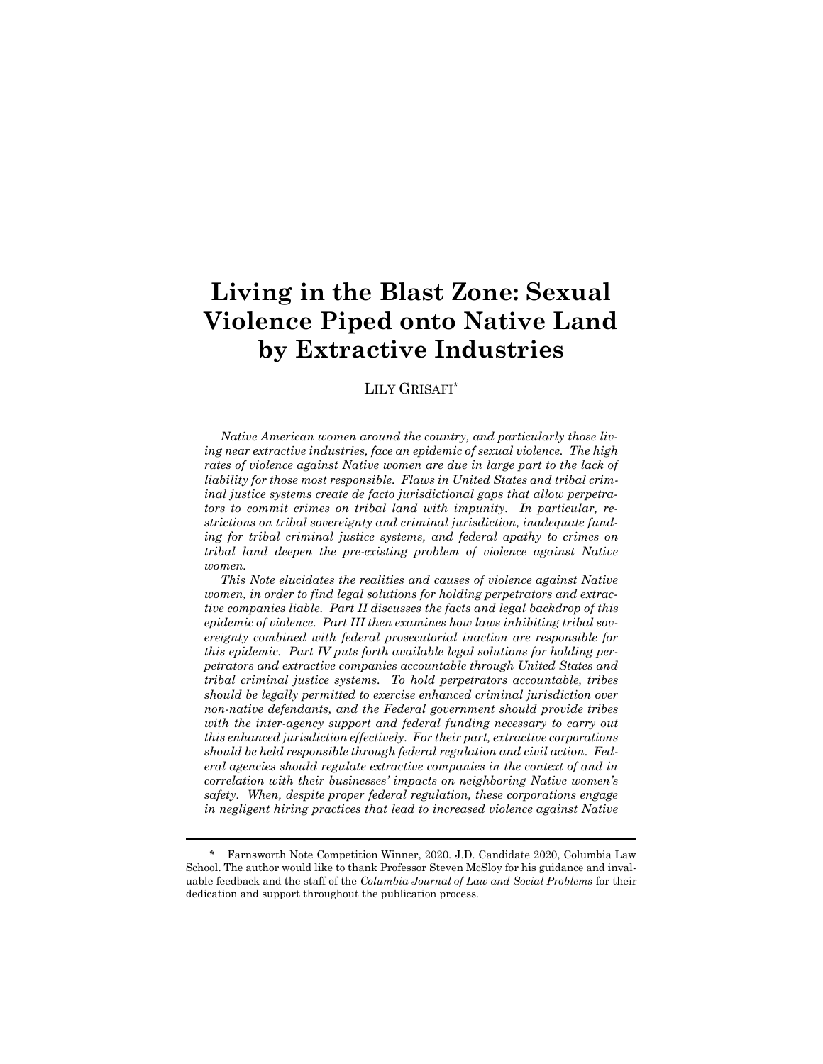# Living in the Blast Zone: Sexual Violence Piped onto Native Land by Extractive Industries

LILY GRISAFI*

*Native American women around the country, and particularly those living near extractive industries, face an epidemic of sexual violence. The high rates of violence against Native women are due in large part to the lack of liability for those most responsible. Flaws in United States and tribal criminal justice systems create de facto jurisdictional gaps that allow perpetrators to commit crimes on tribal land with impunity. In particular, restrictions on tribal sovereignty and criminal jurisdiction, inadequate funding for tribal criminal justice systems, and federal apathy to crimes on tribal land deepen the pre-existing problem of violence against Native women.*

*This Note elucidates the realities and causes of violence against Native women, in order to find legal solutions for holding perpetrators and extractive companies liable. Part II discusses the facts and legal backdrop of this epidemic of violence. Part III then examines how laws inhibiting tribal sovereignty combined with federal prosecutorial inaction are responsible for this epidemic. Part IV puts forth available legal solutions for holding perpetrators and extractive companies accountable through United States and tribal criminal justice systems. To hold perpetrators accountable, tribes should be legally permitted to exercise enhanced criminal jurisdiction over non-native defendants, and the Federal government should provide tribes with the inter-agency support and federal funding necessary to carry out this enhanced jurisdiction effectively. For their part, extractive corporations should be held responsible through federal regulation and civil action. Federal agencies should regulate extractive companies in the context of and in correlation with their businesses' impacts on neighboring Native women's safety. When, despite proper federal regulation, these corporations engage in negligent hiring practices that lead to increased violence against Native*

---

\* Farnsworth Note Competition Winner, 2020. J.D. Candidate 2020, Columbia Law School. The author would like to thank Professor Steven McSloy for his guidance and invaluable feedback and the staff of the *Columbia Journal of Law and Social Problems* for their dedication and support throughout the publication process.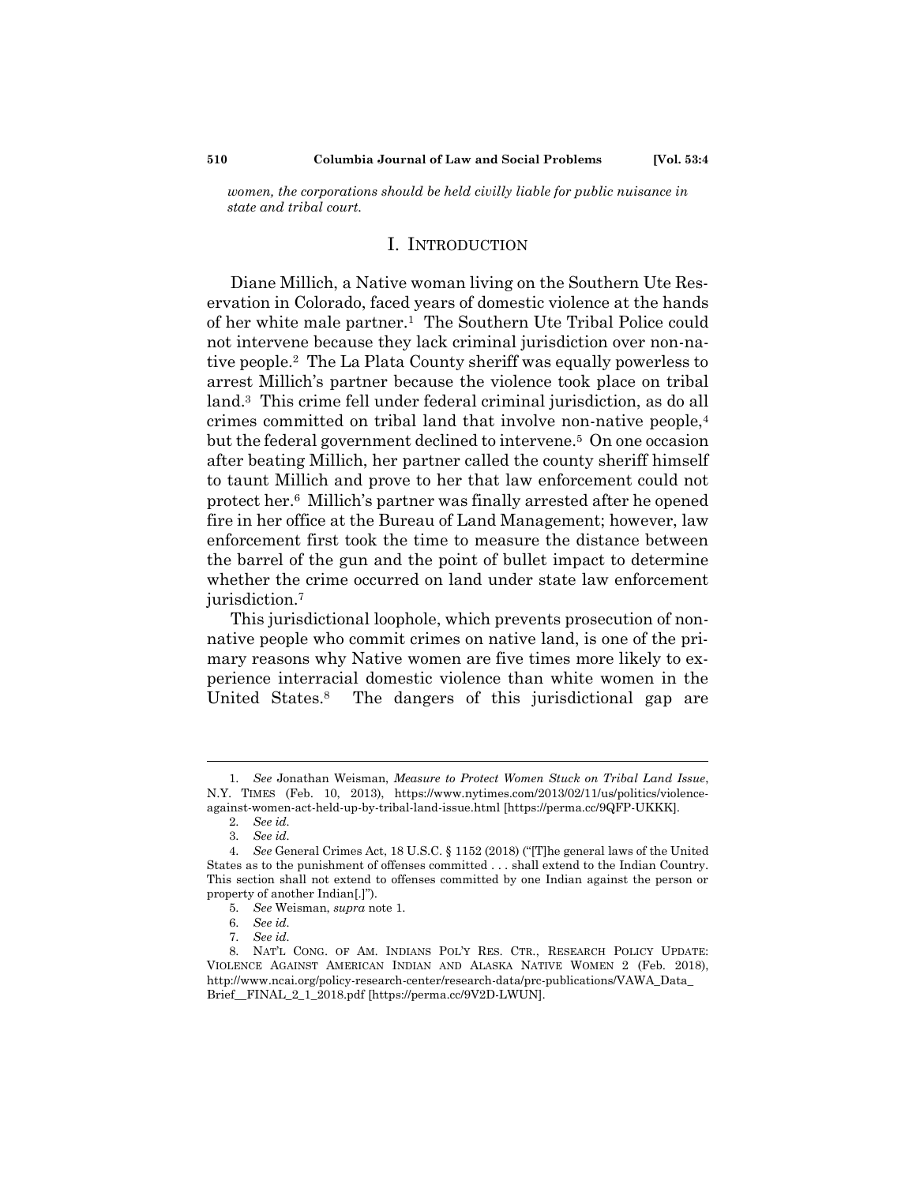*women, the corporations should be held civilly liable for public nuisance in state and tribal court.*

## I. INTRODUCTION

Diane Millich, a Native woman living on the Southern Ute Reservation in Colorado, faced years of domestic violence at the hands of her white male partner.[1] The Southern Ute Tribal Police could not intervene because they lack criminal jurisdiction over non-native people.[2] The La Plata County sheriff was equally powerless to arrest Millich's partner because the violence took place on tribal land.[3] This crime fell under federal criminal jurisdiction, as do all crimes committed on tribal land that involve non-native people,[4] but the federal government declined to intervene.[5] On one occasion after beating Millich, her partner called the county sheriff himself to taunt Millich and prove to her that law enforcement could not protect her.[6] Millich's partner was finally arrested after he opened fire in her office at the Bureau of Land Management; however, law enforcement first took the time to measure the distance between the barrel of the gun and the point of bullet impact to determine whether the crime occurred on land under state law enforcement jurisdiction.[7]

This jurisdictional loophole, which prevents prosecution of non-native people who commit crimes on native land, is one of the primary reasons why Native women are five times more likely to experience interracial domestic violence than white women in the United States.[8] The dangers of this jurisdictional gap are

---

1. *See* Jonathan Weisman, *Measure to Protect Women Stuck on Tribal Land Issue*, N.Y. TIMES (Feb. 10, 2013), https://www.nytimes.com/2013/02/11/us/politics/violence-against-women-act-held-up-by-tribal-land-issue.html [https://perma.cc/9QFP-UKKK].
2. *See id.*
3. *See id.*
4. *See* General Crimes Act, 18 U.S.C. § 1152 (2018) ("[T]he general laws of the United States as to the punishment of offenses committed . . . shall extend to the Indian Country. This section shall not extend to offenses committed by one Indian against the person or property of another Indian[.]").
5. *See* Weisman, *supra* note 1.
6. *See id.*
7. *See id.*
8. NAT'L CONG. OF AM. INDIANS POL'Y RES. CTR., RESEARCH POLICY UPDATE: VIOLENCE AGAINST AMERICAN INDIAN AND ALASKA NATIVE WOMEN 2 (Feb. 2018), http://www.ncai.org/policy-research-center/research-data/prc-publications/VAWA_Data_Brief__FINAL_2_1_2018.pdf [https://perma.cc/9V2D-LWUN].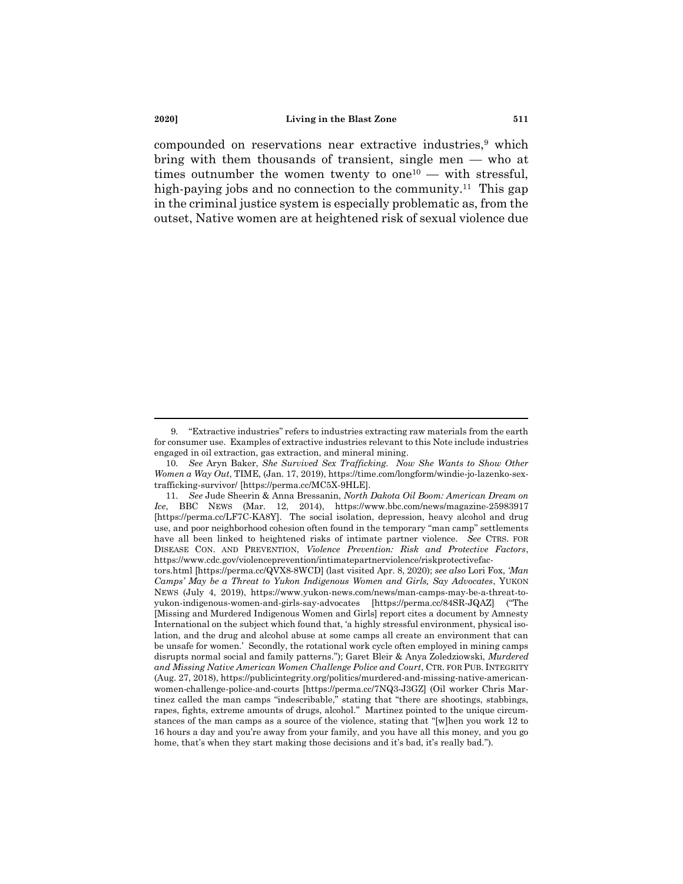compounded on reservations near extractive industries,[9] which bring with them thousands of transient, single men — who at times outnumber the women twenty to one[10] — with stressful, high-paying jobs and no connection to the community.[11] This gap in the criminal justice system is especially problematic as, from the outset, Native women are at heightened risk of sexual violence due

---

9. "Extractive industries" refers to industries extracting raw materials from the earth for consumer use. Examples of extractive industries relevant to this Note include industries engaged in oil extraction, gas extraction, and mineral mining.

10. *See* Aryn Baker, *She Survived Sex Trafficking. Now She Wants to Show Other Women a Way Out*, TIME, (Jan. 17, 2019), https://time.com/longform/windie-jo-lazenko-sex-trafficking-survivor/ [https://perma.cc/MC5X-9HLE].

11. *See* Jude Sheerin & Anna Bressanin, *North Dakota Oil Boom: American Dream on Ice*, BBC NEWS (Mar. 12, 2014), https://www.bbc.com/news/magazine-25983917 [https://perma.cc/LF7C-KA8Y]. The social isolation, depression, heavy alcohol and drug use, and poor neighborhood cohesion often found in the temporary "man camp" settlements have all been linked to heightened risks of intimate partner violence. *See* CTRS. FOR DISEASE CON. AND PREVENTION, *Violence Prevention: Risk and Protective Factors*, https://www.cdc.gov/violenceprevention/intimatepartnerviolence/riskprotectivefactors.html [https://perma.cc/QVX8-8WCD] (last visited Apr. 8, 2020); *see also* Lori Fox, *'Man Camps' May be a Threat to Yukon Indigenous Women and Girls, Say Advocates*, YUKON NEWS (July 4, 2019), https://www.yukon-news.com/news/man-camps-may-be-a-threat-to-yukon-indigenous-women-and-girls-say-advocates [https://perma.cc/84SR-JQAZ] ("The [Missing and Murdered Indigenous Women and Girls] report cites a document by Amnesty International on the subject which found that, 'a highly stressful environment, physical isolation, and the drug and alcohol abuse at some camps all create an environment that can be unsafe for women.' Secondly, the rotational work cycle often employed in mining camps disrupts normal social and family patterns."); Garet Bleir & Anya Zoledziowski, *Murdered and Missing Native American Women Challenge Police and Court*, CTR. FOR PUB. INTEGRITY (Aug. 27, 2018), https://publicintegrity.org/politics/murdered-and-missing-native-american-women-challenge-police-and-courts [https://perma.cc/7NQ3-J3GZ] (Oil worker Chris Martinez called the man camps "indescribable," stating that "there are shootings, stabbings, rapes, fights, extreme amounts of drugs, alcohol." Martinez pointed to the unique circumstances of the man camps as a source of the violence, stating that "[w]hen you work 12 to 16 hours a day and you're away from your family, and you have all this money, and you go home, that's when they start making those decisions and it's bad, it's really bad.").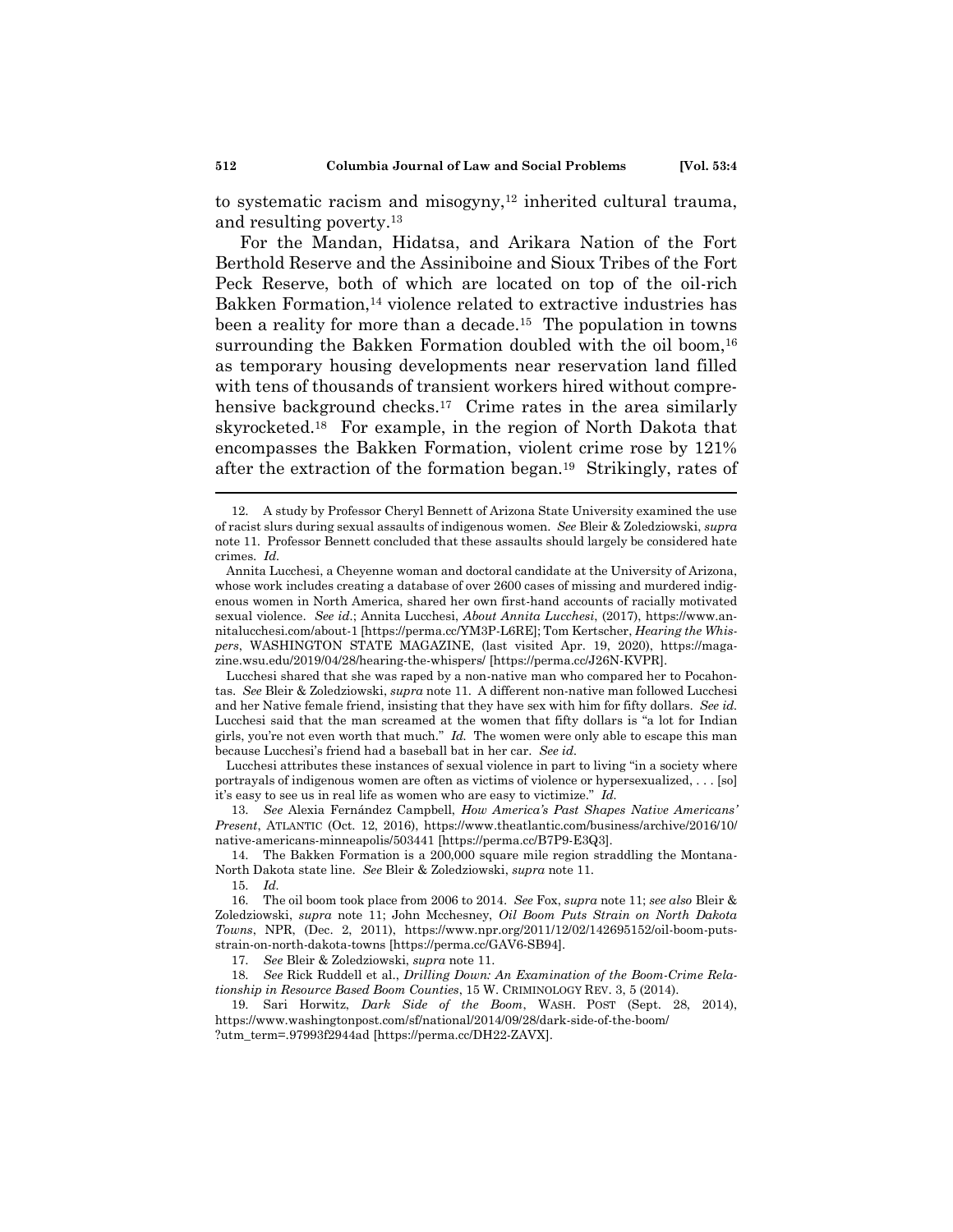to systematic racism and misogyny,[12] inherited cultural trauma, and resulting poverty.[13]

For the Mandan, Hidatsa, and Arikara Nation of the Fort Berthold Reserve and the Assiniboine and Sioux Tribes of the Fort Peck Reserve, both of which are located on top of the oil-rich Bakken Formation,[14] violence related to extractive industries has been a reality for more than a decade.[15] The population in towns surrounding the Bakken Formation doubled with the oil boom,[16] as temporary housing developments near reservation land filled with tens of thousands of transient workers hired without comprehensive background checks.[17] Crime rates in the area similarly skyrocketed.[18] For example, in the region of North Dakota that encompasses the Bakken Formation, violent crime rose by 121% after the extraction of the formation began.[19] Strikingly, rates of

---

12. A study by Professor Cheryl Bennett of Arizona State University examined the use of racist slurs during sexual assaults of indigenous women. *See* Bleir & Zoledziowski, *supra* note 11. Professor Bennett concluded that these assaults should largely be considered hate crimes. *Id.*

Annita Lucchesi, a Cheyenne woman and doctoral candidate at the University of Arizona, whose work includes creating a database of over 2600 cases of missing and murdered indigenous women in North America, shared her own first-hand accounts of racially motivated sexual violence. *See id.*; Annita Lucchesi, *About Annita Lucchesi*, (2017), https://www.annitalucchesi.com/about-1 [https://perma.cc/YM3P-L6RE]; Tom Kertscher, *Hearing the Whispers*, WASHINGTON STATE MAGAZINE, (last visited Apr. 19, 2020), https://magazine.wsu.edu/2019/04/28/hearing-the-whispers/ [https://perma.cc/J26N-KVPR].

Lucchesi shared that she was raped by a non-native man who compared her to Pocahontas. *See* Bleir & Zoledziowski, *supra* note 11. A different non-native man followed Lucchesi and her Native female friend, insisting that they have sex with him for fifty dollars. *See id.* Lucchesi said that the man screamed at the women that fifty dollars is "a lot for Indian girls, you're not even worth that much." *Id.* The women were only able to escape this man because Lucchesi's friend had a baseball bat in her car. *See id.*

Lucchesi attributes these instances of sexual violence in part to living "in a society where portrayals of indigenous women are often as victims of violence or hypersexualized, . . . [so] it's easy to see us in real life as women who are easy to victimize." *Id.*

13. *See* Alexia Fernández Campbell, *How America's Past Shapes Native Americans' Present*, ATLANTIC (Oct. 12, 2016), https://www.theatlantic.com/business/archive/2016/10/native-americans-minneapolis/503441 [https://perma.cc/B7P9-E3Q3].

14. The Bakken Formation is a 200,000 square mile region straddling the Montana-North Dakota state line. *See* Bleir & Zoledziowski, *supra* note 11.

15. *Id.*

16. The oil boom took place from 2006 to 2014. *See* Fox, *supra* note 11; *see also* Bleir & Zoledziowski, *supra* note 11; John Mcchesney, *Oil Boom Puts Strain on North Dakota Towns*, NPR, (Dec. 2, 2011), https://www.npr.org/2011/12/02/142695152/oil-boom-puts-strain-on-north-dakota-towns [https://perma.cc/GAV6-SB94].

17. *See* Bleir & Zoledziowski, *supra* note 11.

18. *See* Rick Ruddell et al., *Drilling Down: An Examination of the Boom-Crime Relationship in Resource Based Boom Counties*, 15 W. CRIMINOLOGY REV. 3, 5 (2014).

19. Sari Horwitz, *Dark Side of the Boom*, WASH. POST (Sept. 28, 2014), https://www.washingtonpost.com/sf/national/2014/09/28/dark-side-of-the-boom/?utm_term=.97993f2944ad [https://perma.cc/DH22-ZAVX].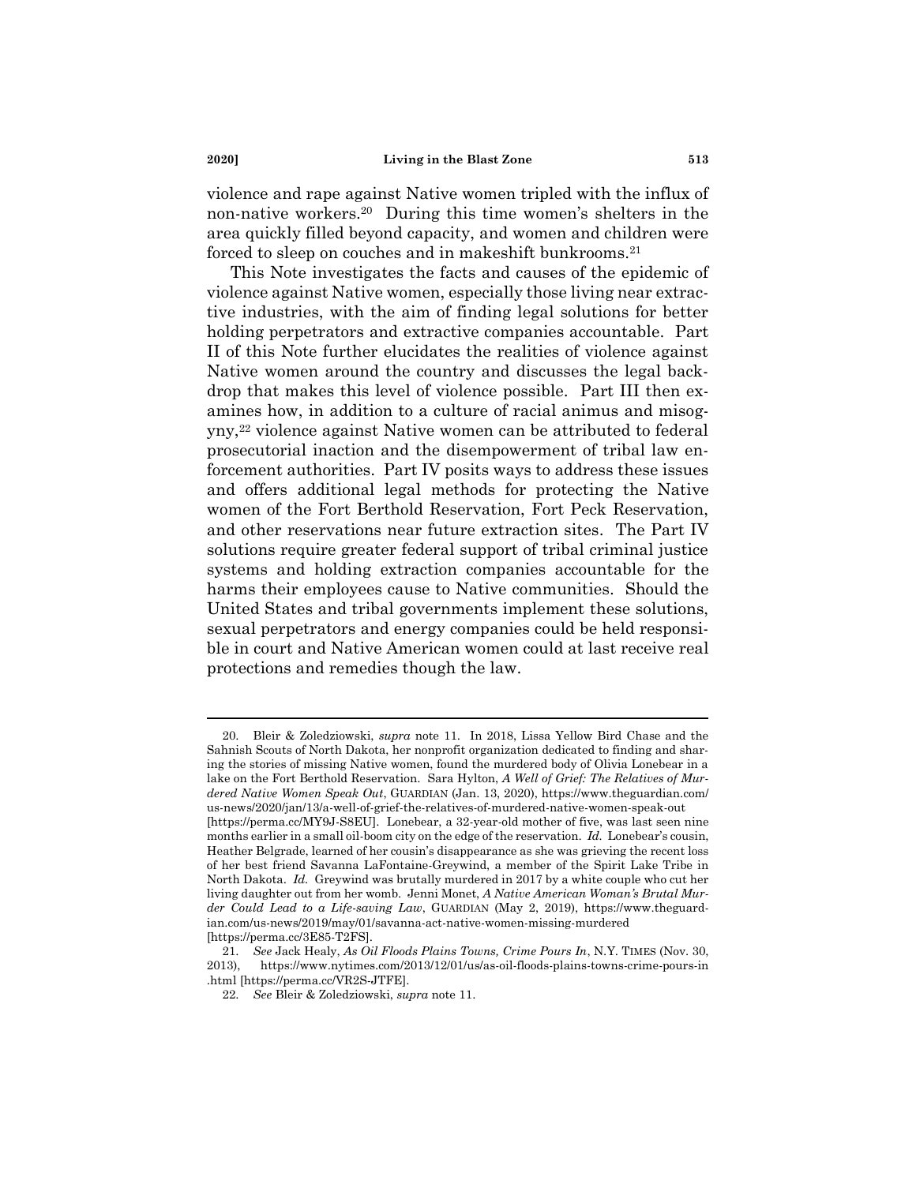violence and rape against Native women tripled with the influx of non-native workers.[20] During this time women's shelters in the area quickly filled beyond capacity, and women and children were forced to sleep on couches and in makeshift bunkrooms.[21]

This Note investigates the facts and causes of the epidemic of violence against Native women, especially those living near extractive industries, with the aim of finding legal solutions for better holding perpetrators and extractive companies accountable. Part II of this Note further elucidates the realities of violence against Native women around the country and discusses the legal backdrop that makes this level of violence possible. Part III then examines how, in addition to a culture of racial animus and misogyny,[22] violence against Native women can be attributed to federal prosecutorial inaction and the disempowerment of tribal law enforcement authorities. Part IV posits ways to address these issues and offers additional legal methods for protecting the Native women of the Fort Berthold Reservation, Fort Peck Reservation, and other reservations near future extraction sites. The Part IV solutions require greater federal support of tribal criminal justice systems and holding extraction companies accountable for the harms their employees cause to Native communities. Should the United States and tribal governments implement these solutions, sexual perpetrators and energy companies could be held responsible in court and Native American women could at last receive real protections and remedies though the law.

---

20. Bleir & Zoledziowski, *supra* note 11. In 2018, Lissa Yellow Bird Chase and the Sahnish Scouts of North Dakota, her nonprofit organization dedicated to finding and sharing the stories of missing Native women, found the murdered body of Olivia Lonebear in a lake on the Fort Berthold Reservation. Sara Hylton, *A Well of Grief: The Relatives of Murdered Native Women Speak Out*, GUARDIAN (Jan. 13, 2020), https://www.theguardian.com/us-news/2020/jan/13/a-well-of-grief-the-relatives-of-murdered-native-women-speak-out [https://perma.cc/MY9J-S8EU]. Lonebear, a 32-year-old mother of five, was last seen nine months earlier in a small oil-boom city on the edge of the reservation. *Id.* Lonebear's cousin, Heather Belgrade, learned of her cousin's disappearance as she was grieving the recent loss of her best friend Savanna LaFontaine-Greywind, a member of the Spirit Lake Tribe in North Dakota. *Id.* Greywind was brutally murdered in 2017 by a white couple who cut her living daughter out from her womb. Jenni Monet, *A Native American Woman's Brutal Murder Could Lead to a Life-saving Law*, GUARDIAN (May 2, 2019), https://www.theguardian.com/us-news/2019/may/01/savanna-act-native-women-missing-murdered [https://perma.cc/3E85-T2FS].

21. *See* Jack Healy, *As Oil Floods Plains Towns, Crime Pours In*, N.Y. TIMES (Nov. 30, 2013), https://www.nytimes.com/2013/12/01/us/as-oil-floods-plains-towns-crime-pours-in.html [https://perma.cc/VR2S-JTFE].

22. *See* Bleir & Zoledziowski, *supra* note 11.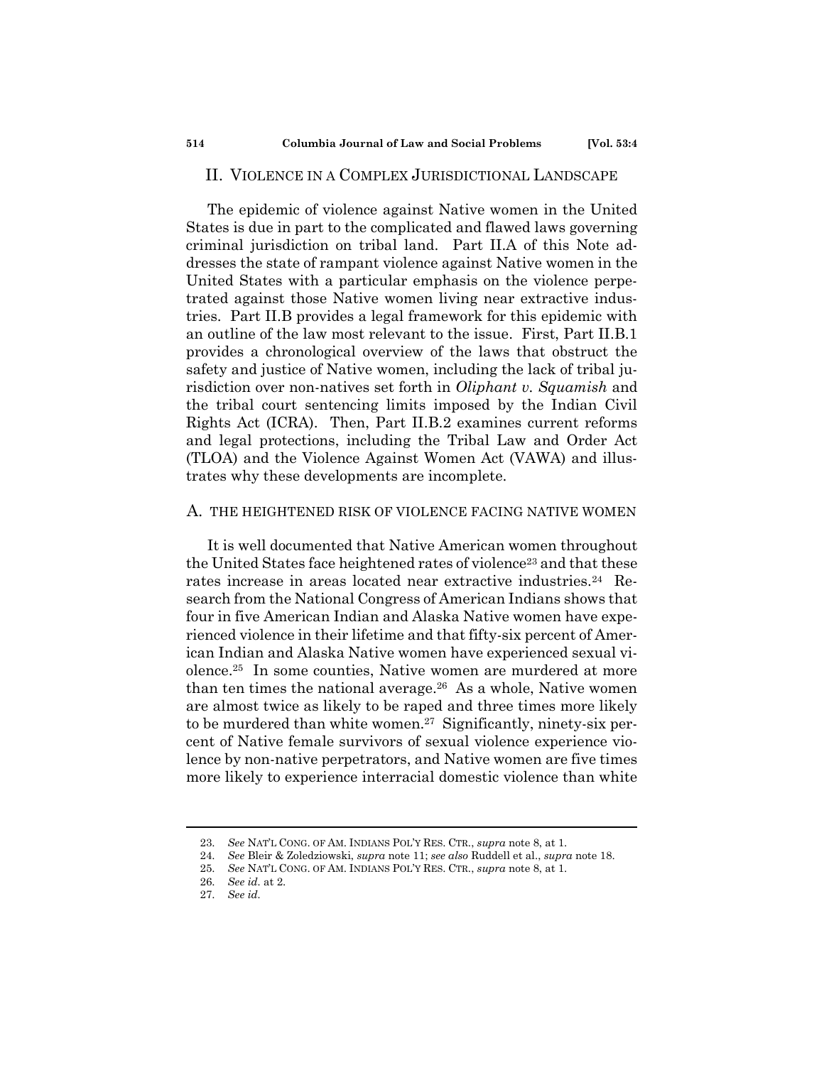## II. VIOLENCE IN A COMPLEX JURISDICTIONAL LANDSCAPE

The epidemic of violence against Native women in the United States is due in part to the complicated and flawed laws governing criminal jurisdiction on tribal land. Part II.A of this Note addresses the state of rampant violence against Native women in the United States with a particular emphasis on the violence perpetrated against those Native women living near extractive industries. Part II.B provides a legal framework for this epidemic with an outline of the law most relevant to the issue. First, Part II.B.1 provides a chronological overview of the laws that obstruct the safety and justice of Native women, including the lack of tribal jurisdiction over non-natives set forth in *Oliphant v. Squamish* and the tribal court sentencing limits imposed by the Indian Civil Rights Act (ICRA). Then, Part II.B.2 examines current reforms and legal protections, including the Tribal Law and Order Act (TLOA) and the Violence Against Women Act (VAWA) and illustrates why these developments are incomplete.

### A. THE HEIGHTENED RISK OF VIOLENCE FACING NATIVE WOMEN

It is well documented that Native American women throughout the United States face heightened rates of violence[23] and that these rates increase in areas located near extractive industries.[24] Research from the National Congress of American Indians shows that four in five American Indian and Alaska Native women have experienced violence in their lifetime and that fifty-six percent of American Indian and Alaska Native women have experienced sexual violence.[25] In some counties, Native women are murdered at more than ten times the national average.[26] As a whole, Native women are almost twice as likely to be raped and three times more likely to be murdered than white women.[27] Significantly, ninety-six percent of Native female survivors of sexual violence experience violence by non-native perpetrators, and Native women are five times more likely to experience interracial domestic violence than white

---

23. *See* NAT'L CONG. OF AM. INDIANS POL'Y RES. CTR., *supra* note 8, at 1.
24. *See* Bleir & Zoledziowski, *supra* note 11; *see also* Ruddell et al., *supra* note 18.
25. *See* NAT'L CONG. OF AM. INDIANS POL'Y RES. CTR., *supra* note 8, at 1.
26. *See id.* at 2.
27. *See id.*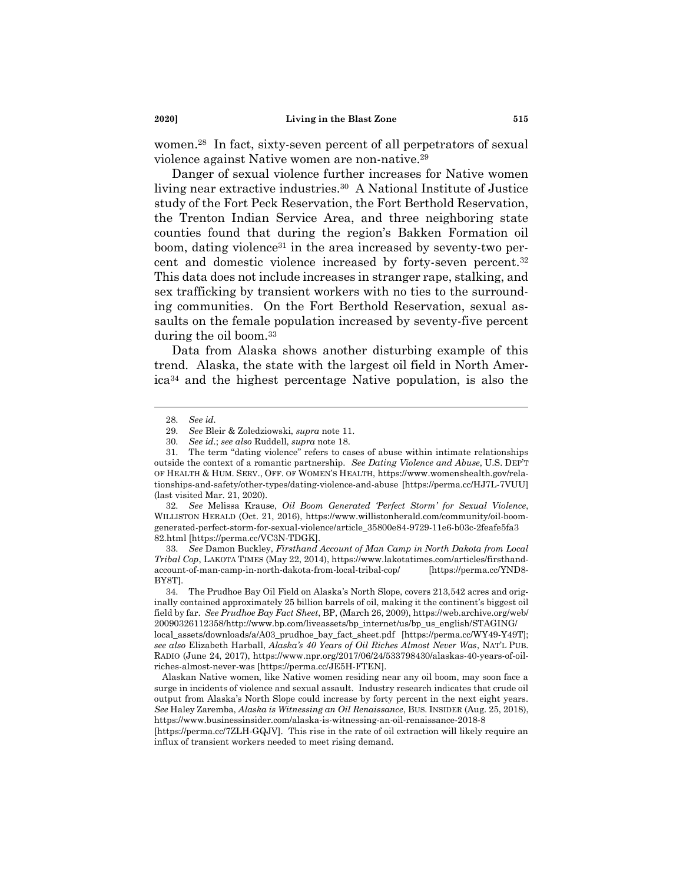women.[28] In fact, sixty-seven percent of all perpetrators of sexual violence against Native women are non-native.[29]

Danger of sexual violence further increases for Native women living near extractive industries.[30] A National Institute of Justice study of the Fort Peck Reservation, the Fort Berthold Reservation, the Trenton Indian Service Area, and three neighboring state counties found that during the region's Bakken Formation oil boom, dating violence[31] in the area increased by seventy-two percent and domestic violence increased by forty-seven percent.[32] This data does not include increases in stranger rape, stalking, and sex trafficking by transient workers with no ties to the surrounding communities. On the Fort Berthold Reservation, sexual assaults on the female population increased by seventy-five percent during the oil boom.[33]

Data from Alaska shows another disturbing example of this trend. Alaska, the state with the largest oil field in North America[34] and the highest percentage Native population, is also the

---

28. *See id*.

29. *See* Bleir & Zoledziowski, *supra* note 11.

30. *See id*.; *see also* Ruddell, *supra* note 18.

31. The term "dating violence" refers to cases of abuse within intimate relationships outside the context of a romantic partnership. *See Dating Violence and Abuse*, U.S. DEP'T OF HEALTH & HUM. SERV., OFF. OF WOMEN'S HEALTH, https://www.womenshealth.gov/relationships-and-safety/other-types/dating-violence-and-abuse [https://perma.cc/HJ7L-7VUU] (last visited Mar. 21, 2020).

32. *See* Melissa Krause, *Oil Boom Generated 'Perfect Storm' for Sexual Violence*, WILLISTON HERALD (Oct. 21, 2016), https://www.willistonherald.com/community/oil-boom-generated-perfect-storm-for-sexual-violence/article_35800e84-9729-11e6-b03c-2feafe5fa382.html [https://perma.cc/VC3N-TDGK].

33. *See* Damon Buckley, *Firsthand Account of Man Camp in North Dakota from Local Tribal Cop*, LAKOTA TIMES (May 22, 2014), https://www.lakotatimes.com/articles/firsthand-account-of-man-camp-in-north-dakota-from-local-tribal-cop/ [https://perma.cc/YND8-BY8T].

34. The Prudhoe Bay Oil Field on Alaska's North Slope, covers 213,542 acres and originally contained approximately 25 billion barrels of oil, making it the continent's biggest oil field by far. *See Prudhoe Bay Fact Sheet*, BP, (March 26, 2009), https://web.archive.org/web/20090326112358/http://www.bp.com/liveassets/bp_internet/us/bp_us_english/STAGING/local_assets/downloads/a/A03_prudhoe_bay_fact_sheet.pdf [https://perma.cc/WY49-Y49T]; *see also* Elizabeth Harball, *Alaska's 40 Years of Oil Riches Almost Never Was*, NAT'L PUB. RADIO (June 24, 2017), https://www.npr.org/2017/06/24/533798430/alaskas-40-years-of-oil-riches-almost-never-was [https://perma.cc/JE5H-FTEN].

Alaskan Native women, like Native women residing near any oil boom, may soon face a surge in incidents of violence and sexual assault. Industry research indicates that crude oil output from Alaska's North Slope could increase by forty percent in the next eight years. *See* Haley Zaremba, *Alaska is Witnessing an Oil Renaissance*, BUS. INSIDER (Aug. 25, 2018), https://www.businessinsider.com/alaska-is-witnessing-an-oil-renaissance-2018-8 [https://perma.cc/7ZLH-GQJV]. This rise in the rate of oil extraction will likely require an influx of transient workers needed to meet rising demand.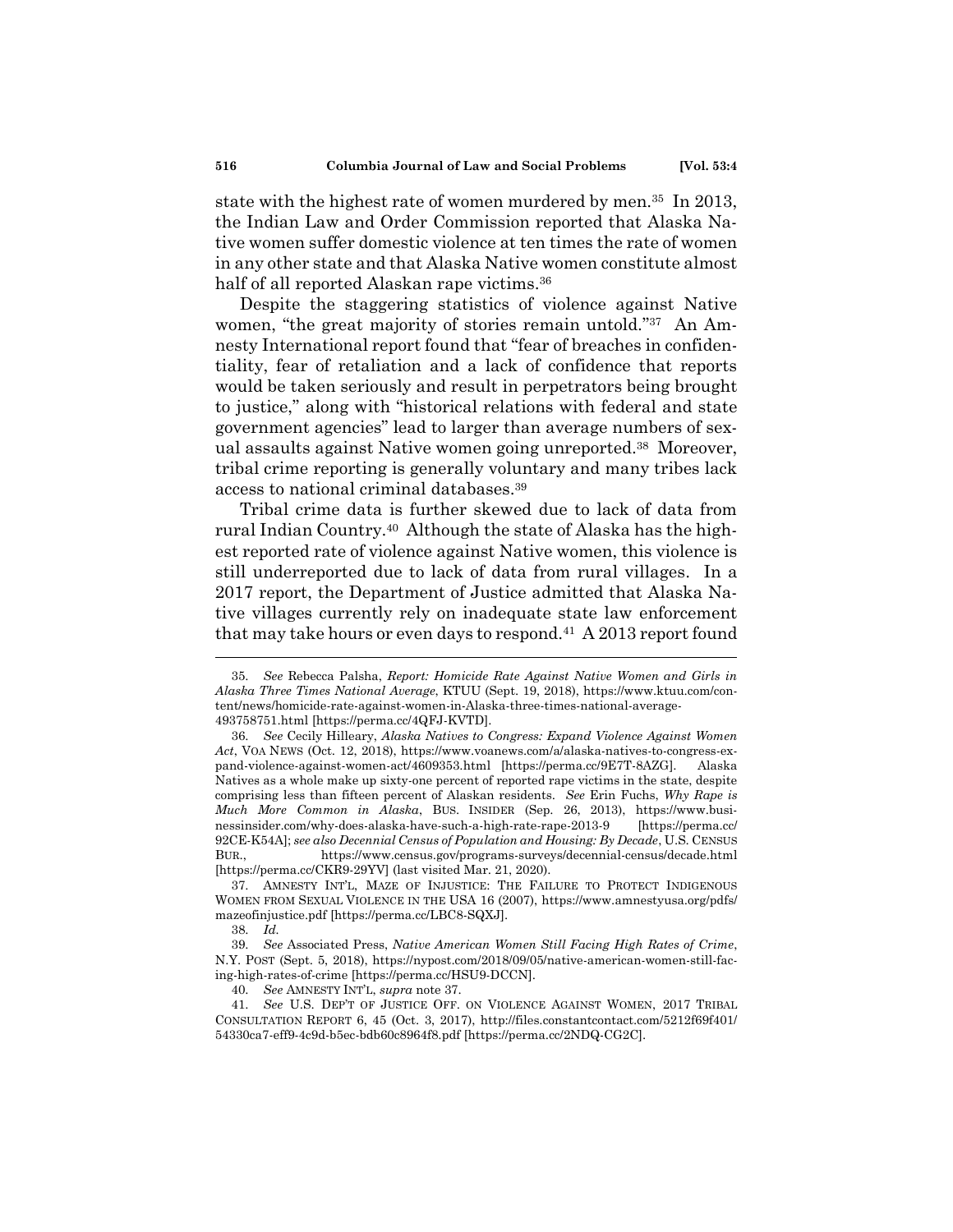state with the highest rate of women murdered by men.[35] In 2013, the Indian Law and Order Commission reported that Alaska Native women suffer domestic violence at ten times the rate of women in any other state and that Alaska Native women constitute almost half of all reported Alaskan rape victims.[36]

Despite the staggering statistics of violence against Native women, "the great majority of stories remain untold."[37] An Amnesty International report found that "fear of breaches in confidentiality, fear of retaliation and a lack of confidence that reports would be taken seriously and result in perpetrators being brought to justice," along with "historical relations with federal and state government agencies" lead to larger than average numbers of sexual assaults against Native women going unreported.[38] Moreover, tribal crime reporting is generally voluntary and many tribes lack access to national criminal databases.[39]

Tribal crime data is further skewed due to lack of data from rural Indian Country.[40] Although the state of Alaska has the highest reported rate of violence against Native women, this violence is still underreported due to lack of data from rural villages. In a 2017 report, the Department of Justice admitted that Alaska Native villages currently rely on inadequate state law enforcement that may take hours or even days to respond.[41] A 2013 report found

---

35. *See* Rebecca Palsha, *Report: Homicide Rate Against Native Women and Girls in Alaska Three Times National Average*, KTUU (Sept. 19, 2018), https://www.ktuu.com/content/news/homicide-rate-against-women-in-Alaska-three-times-national-average-493758751.html [https://perma.cc/4QFJ-KVTD].

36. *See* Cecily Hilleary, *Alaska Natives to Congress: Expand Violence Against Women Act*, VOA NEWS (Oct. 12, 2018), https://www.voanews.com/a/alaska-natives-to-congress-expand-violence-against-women-act/4609353.html [https://perma.cc/9E7T-8AZG]. Alaska Natives as a whole make up sixty-one percent of reported rape victims in the state, despite comprising less than fifteen percent of Alaskan residents. *See* Erin Fuchs, *Why Rape is Much More Common in Alaska*, BUS. INSIDER (Sep. 26, 2013), https://www.businessinsider.com/why-does-alaska-have-such-a-high-rate-rape-2013-9 [https://perma.cc/92CE-K54A]; *see also Decennial Census of Population and Housing: By Decade*, U.S. CENSUS BUR., https://www.census.gov/programs-surveys/decennial-census/decade.html [https://perma.cc/CKR9-29YV] (last visited Mar. 21, 2020).

37. AMNESTY INT'L, MAZE OF INJUSTICE: THE FAILURE TO PROTECT INDIGENOUS WOMEN FROM SEXUAL VIOLENCE IN THE USA 16 (2007), https://www.amnestyusa.org/pdfs/mazeofinjustice.pdf [https://perma.cc/LBC8-SQXJ].

38. *Id.*

39. *See* Associated Press, *Native American Women Still Facing High Rates of Crime*, N.Y. POST (Sept. 5, 2018), https://nypost.com/2018/09/05/native-american-women-still-facing-high-rates-of-crime [https://perma.cc/HSU9-DCCN].

40. *See* AMNESTY INT'L, *supra* note 37.

41. *See* U.S. DEP'T OF JUSTICE OFF. ON VIOLENCE AGAINST WOMEN, 2017 TRIBAL CONSULTATION REPORT 6, 45 (Oct. 3, 2017), http://files.constantcontact.com/5212f69f401/54330ca7-eff9-4c9d-b5ec-bdb60c8964f8.pdf [https://perma.cc/2NDQ-CG2C].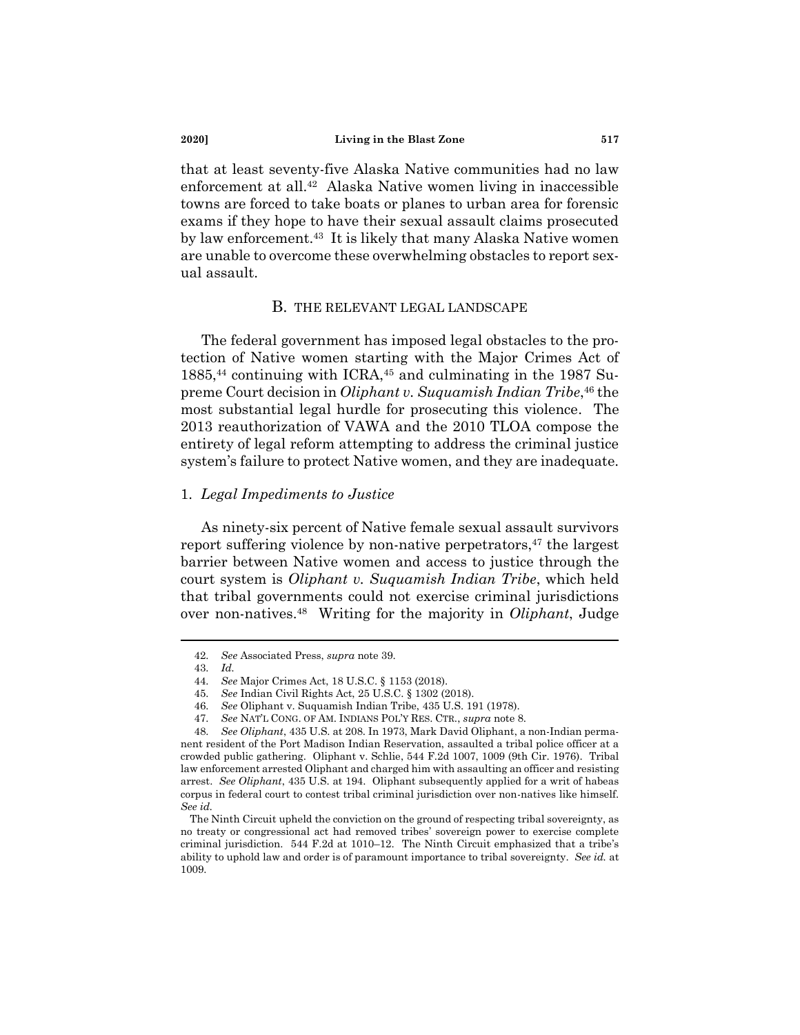that at least seventy-five Alaska Native communities had no law enforcement at all.[42] Alaska Native women living in inaccessible towns are forced to take boats or planes to urban area for forensic exams if they hope to have their sexual assault claims prosecuted by law enforcement.[43] It is likely that many Alaska Native women are unable to overcome these overwhelming obstacles to report sexual assault.

### B. THE RELEVANT LEGAL LANDSCAPE

The federal government has imposed legal obstacles to the protection of Native women starting with the Major Crimes Act of 1885,[44] continuing with ICRA,[45] and culminating in the 1987 Supreme Court decision in *Oliphant v. Suquamish Indian Tribe*,[46] the most substantial legal hurdle for prosecuting this violence. The 2013 reauthorization of VAWA and the 2010 TLOA compose the entirety of legal reform attempting to address the criminal justice system's failure to protect Native women, and they are inadequate.

#### 1. *Legal Impediments to Justice*

As ninety-six percent of Native female sexual assault survivors report suffering violence by non-native perpetrators,[47] the largest barrier between Native women and access to justice through the court system is *Oliphant v. Suquamish Indian Tribe*, which held that tribal governments could not exercise criminal jurisdictions over non-natives.[48] Writing for the majority in *Oliphant*, Judge

---

42. *See* Associated Press, *supra* note 39.

43. *Id.*

44. *See* Major Crimes Act, 18 U.S.C. § 1153 (2018).

45. *See* Indian Civil Rights Act, 25 U.S.C. § 1302 (2018).

46. *See* Oliphant v. Suquamish Indian Tribe, 435 U.S. 191 (1978).

47. *See* NAT'L CONG. OF AM. INDIANS POL'Y RES. CTR., *supra* note 8.

48. *See Oliphant*, 435 U.S. at 208. In 1973, Mark David Oliphant, a non-Indian permanent resident of the Port Madison Indian Reservation, assaulted a tribal police officer at a crowded public gathering. Oliphant v. Schlie, 544 F.2d 1007, 1009 (9th Cir. 1976). Tribal law enforcement arrested Oliphant and charged him with assaulting an officer and resisting arrest. *See Oliphant*, 435 U.S. at 194. Oliphant subsequently applied for a writ of habeas corpus in federal court to contest tribal criminal jurisdiction over non-natives like himself. *See id.*

The Ninth Circuit upheld the conviction on the ground of respecting tribal sovereignty, as no treaty or congressional act had removed tribes' sovereign power to exercise complete criminal jurisdiction. 544 F.2d at 1010–12. The Ninth Circuit emphasized that a tribe's ability to uphold law and order is of paramount importance to tribal sovereignty. *See id.* at 1009.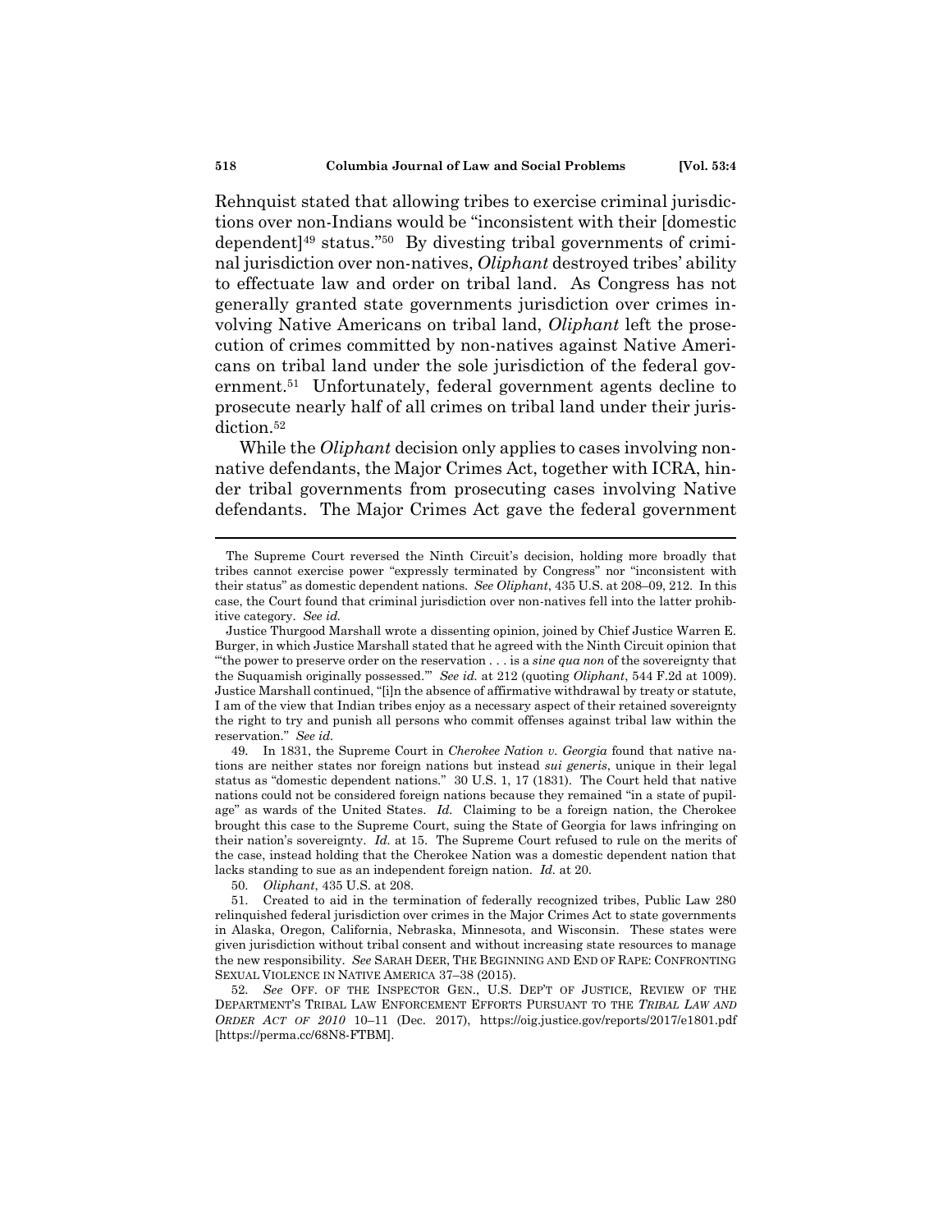Rehnquist stated that allowing tribes to exercise criminal jurisdictions over non-Indians would be "inconsistent with their [domestic dependent][49] status."[50] By divesting tribal governments of criminal jurisdiction over non-natives, *Oliphant* destroyed tribes' ability to effectuate law and order on tribal land. As Congress has not generally granted state governments jurisdiction over crimes involving Native Americans on tribal land, *Oliphant* left the prosecution of crimes committed by non-natives against Native Americans on tribal land under the sole jurisdiction of the federal government.[51] Unfortunately, federal government agents decline to prosecute nearly half of all crimes on tribal land under their jurisdiction.[52]

While the *Oliphant* decision only applies to cases involving non-native defendants, the Major Crimes Act, together with ICRA, hinder tribal governments from prosecuting cases involving Native defendants. The Major Crimes Act gave the federal government

---

The Supreme Court reversed the Ninth Circuit's decision, holding more broadly that tribes cannot exercise power "expressly terminated by Congress" nor "inconsistent with their status" as domestic dependent nations. *See Oliphant*, 435 U.S. at 208–09, 212. In this case, the Court found that criminal jurisdiction over non-natives fell into the latter prohibitive category. *See id.*

Justice Thurgood Marshall wrote a dissenting opinion, joined by Chief Justice Warren E. Burger, in which Justice Marshall stated that he agreed with the Ninth Circuit opinion that "'the power to preserve order on the reservation . . . is a *sine qua non* of the sovereignty that the Suquamish originally possessed.'" *See id.* at 212 (quoting *Oliphant*, 544 F.2d at 1009). Justice Marshall continued, "[i]n the absence of affirmative withdrawal by treaty or statute, I am of the view that Indian tribes enjoy as a necessary aspect of their retained sovereignty the right to try and punish all persons who commit offenses against tribal law within the reservation." *See id.*

49. In 1831, the Supreme Court in *Cherokee Nation v. Georgia* found that native nations are neither states nor foreign nations but instead *sui generis*, unique in their legal status as "domestic dependent nations." 30 U.S. 1, 17 (1831). The Court held that native nations could not be considered foreign nations because they remained "in a state of pupilage" as wards of the United States. *Id.* Claiming to be a foreign nation, the Cherokee brought this case to the Supreme Court, suing the State of Georgia for laws infringing on their nation's sovereignty. *Id.* at 15. The Supreme Court refused to rule on the merits of the case, instead holding that the Cherokee Nation was a domestic dependent nation that lacks standing to sue as an independent foreign nation. *Id.* at 20.

50. *Oliphant*, 435 U.S. at 208.

51. Created to aid in the termination of federally recognized tribes, Public Law 280 relinquished federal jurisdiction over crimes in the Major Crimes Act to state governments in Alaska, Oregon, California, Nebraska, Minnesota, and Wisconsin. These states were given jurisdiction without tribal consent and without increasing state resources to manage the new responsibility. *See* SARAH DEER, THE BEGINNING AND END OF RAPE: CONFRONTING SEXUAL VIOLENCE IN NATIVE AMERICA 37–38 (2015).

52. *See* OFF. OF THE INSPECTOR GEN., U.S. DEP'T OF JUSTICE, REVIEW OF THE DEPARTMENT'S TRIBAL LAW ENFORCEMENT EFFORTS PURSUANT TO THE *TRIBAL LAW AND ORDER ACT OF 2010* 10–11 (Dec. 2017), https://oig.justice.gov/reports/2017/e1801.pdf [https://perma.cc/68N8-FTBM].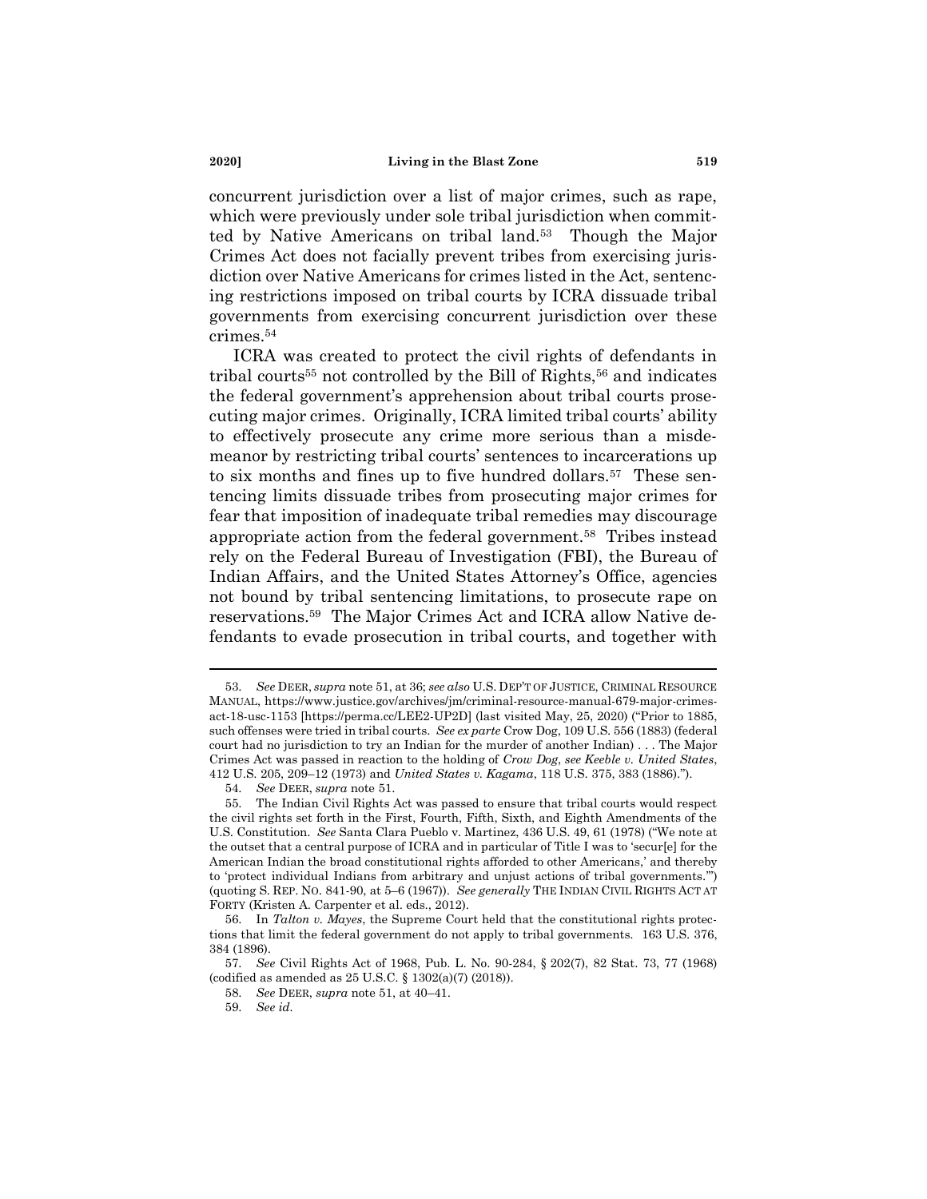concurrent jurisdiction over a list of major crimes, such as rape, which were previously under sole tribal jurisdiction when committed by Native Americans on tribal land.[53] Though the Major Crimes Act does not facially prevent tribes from exercising jurisdiction over Native Americans for crimes listed in the Act, sentencing restrictions imposed on tribal courts by ICRA dissuade tribal governments from exercising concurrent jurisdiction over these crimes.[54]

ICRA was created to protect the civil rights of defendants in tribal courts[55] not controlled by the Bill of Rights,[56] and indicates the federal government's apprehension about tribal courts prosecuting major crimes. Originally, ICRA limited tribal courts' ability to effectively prosecute any crime more serious than a misdemeanor by restricting tribal courts' sentences to incarcerations up to six months and fines up to five hundred dollars.[57] These sentencing limits dissuade tribes from prosecuting major crimes for fear that imposition of inadequate tribal remedies may discourage appropriate action from the federal government.[58] Tribes instead rely on the Federal Bureau of Investigation (FBI), the Bureau of Indian Affairs, and the United States Attorney's Office, agencies not bound by tribal sentencing limitations, to prosecute rape on reservations.[59] The Major Crimes Act and ICRA allow Native defendants to evade prosecution in tribal courts, and together with

---

53. *See* DEER, *supra* note 51, at 36; *see also* U.S. DEP'T OF JUSTICE, CRIMINAL RESOURCE MANUAL, https://www.justice.gov/archives/jm/criminal-resource-manual-679-major-crimes-act-18-usc-1153 [https://perma.cc/LEE2-UP2D] (last visited May, 25, 2020) ("Prior to 1885, such offenses were tried in tribal courts. *See ex parte* Crow Dog, 109 U.S. 556 (1883) (federal court had no jurisdiction to try an Indian for the murder of another Indian) . . . The Major Crimes Act was passed in reaction to the holding of *Crow Dog*, *see Keeble v. United States*, 412 U.S. 205, 209–12 (1973) and *United States v. Kagama*, 118 U.S. 375, 383 (1886).").

54. *See* DEER, *supra* note 51.

55. The Indian Civil Rights Act was passed to ensure that tribal courts would respect the civil rights set forth in the First, Fourth, Fifth, Sixth, and Eighth Amendments of the U.S. Constitution. *See* Santa Clara Pueblo v. Martinez, 436 U.S. 49, 61 (1978) ("We note at the outset that a central purpose of ICRA and in particular of Title I was to 'secur[e] for the American Indian the broad constitutional rights afforded to other Americans,' and thereby to 'protect individual Indians from arbitrary and unjust actions of tribal governments.'") (quoting S. REP. NO. 841-90, at 5–6 (1967)). *See generally* THE INDIAN CIVIL RIGHTS ACT AT FORTY (Kristen A. Carpenter et al. eds., 2012).

56. In *Talton v. Mayes*, the Supreme Court held that the constitutional rights protections that limit the federal government do not apply to tribal governments. 163 U.S. 376, 384 (1896).

57. *See* Civil Rights Act of 1968, Pub. L. No. 90-284, § 202(7), 82 Stat. 73, 77 (1968) (codified as amended as 25 U.S.C. § 1302(a)(7) (2018)).

58. *See* DEER, *supra* note 51, at 40–41.

59. *See id.*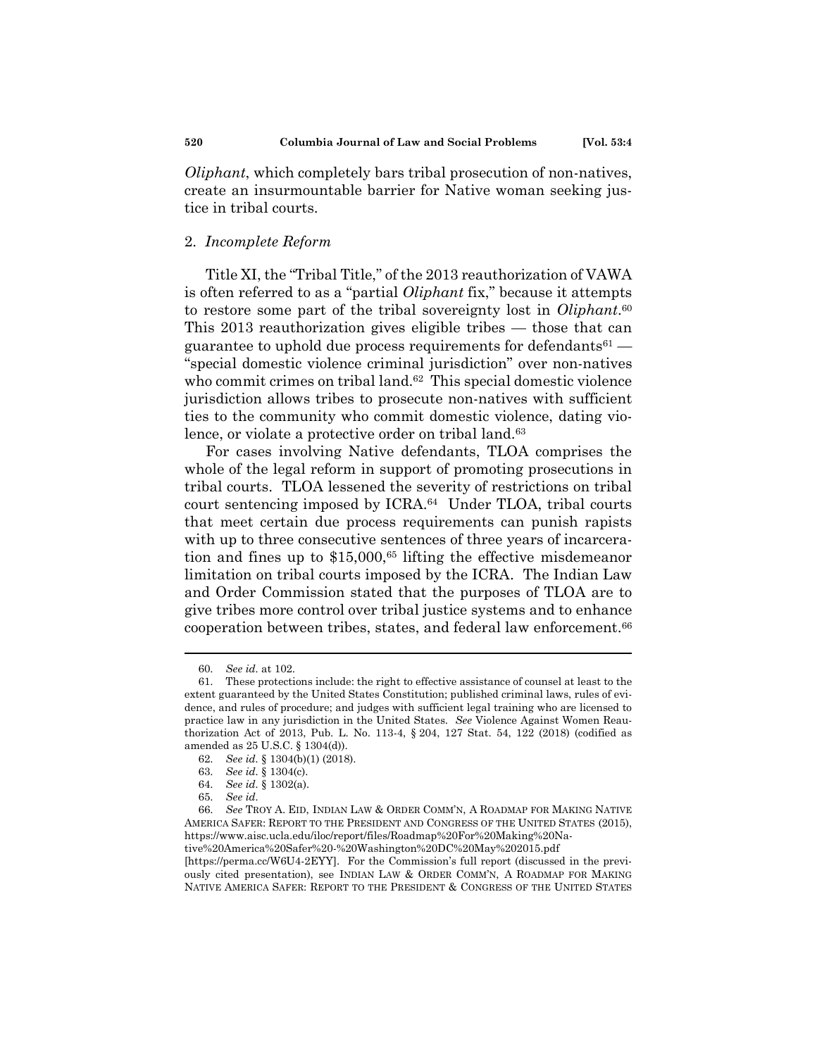*Oliphant*, which completely bars tribal prosecution of non-natives, create an insurmountable barrier for Native woman seeking justice in tribal courts.

### 2. *Incomplete Reform*

Title XI, the "Tribal Title," of the 2013 reauthorization of VAWA is often referred to as a "partial *Oliphant* fix," because it attempts to restore some part of the tribal sovereignty lost in *Oliphant*.[60] This 2013 reauthorization gives eligible tribes — those that can guarantee to uphold due process requirements for defendants[61] — "special domestic violence criminal jurisdiction" over non-natives who commit crimes on tribal land.[62] This special domestic violence jurisdiction allows tribes to prosecute non-natives with sufficient ties to the community who commit domestic violence, dating violence, or violate a protective order on tribal land.[63]

For cases involving Native defendants, TLOA comprises the whole of the legal reform in support of promoting prosecutions in tribal courts. TLOA lessened the severity of restrictions on tribal court sentencing imposed by ICRA.[64] Under TLOA, tribal courts that meet certain due process requirements can punish rapists with up to three consecutive sentences of three years of incarceration and fines up to $15,000,[65] lifting the effective misdemeanor limitation on tribal courts imposed by the ICRA. The Indian Law and Order Commission stated that the purposes of TLOA are to give tribes more control over tribal justice systems and to enhance cooperation between tribes, states, and federal law enforcement.[66]

---

60. *See id.* at 102.

61. These protections include: the right to effective assistance of counsel at least to the extent guaranteed by the United States Constitution; published criminal laws, rules of evidence, and rules of procedure; and judges with sufficient legal training who are licensed to practice law in any jurisdiction in the United States. *See* Violence Against Women Reauthorization Act of 2013, Pub. L. No. 113-4, § 204, 127 Stat. 54, 122 (2018) (codified as amended as 25 U.S.C. § 1304(d)).

62. *See id.* § 1304(b)(1) (2018).

63. *See id.* § 1304(c).

64. *See id.* § 1302(a).

65. *See id.*

66. *See* TROY A. EID, INDIAN LAW & ORDER COMM'N, A ROADMAP FOR MAKING NATIVE AMERICA SAFER: REPORT TO THE PRESIDENT AND CONGRESS OF THE UNITED STATES (2015), https://www.aisc.ucla.edu/iloc/report/files/Roadmap%20For%20Making%20Native%20America%20Safer%20-%20Washington%20DC%20May%202015.pdf [https://perma.cc/W6U4-2EYY]. For the Commission's full report (discussed in the previously cited presentation), see INDIAN LAW & ORDER COMM'N, A ROADMAP FOR MAKING NATIVE AMERICA SAFER: REPORT TO THE PRESIDENT & CONGRESS OF THE UNITED STATES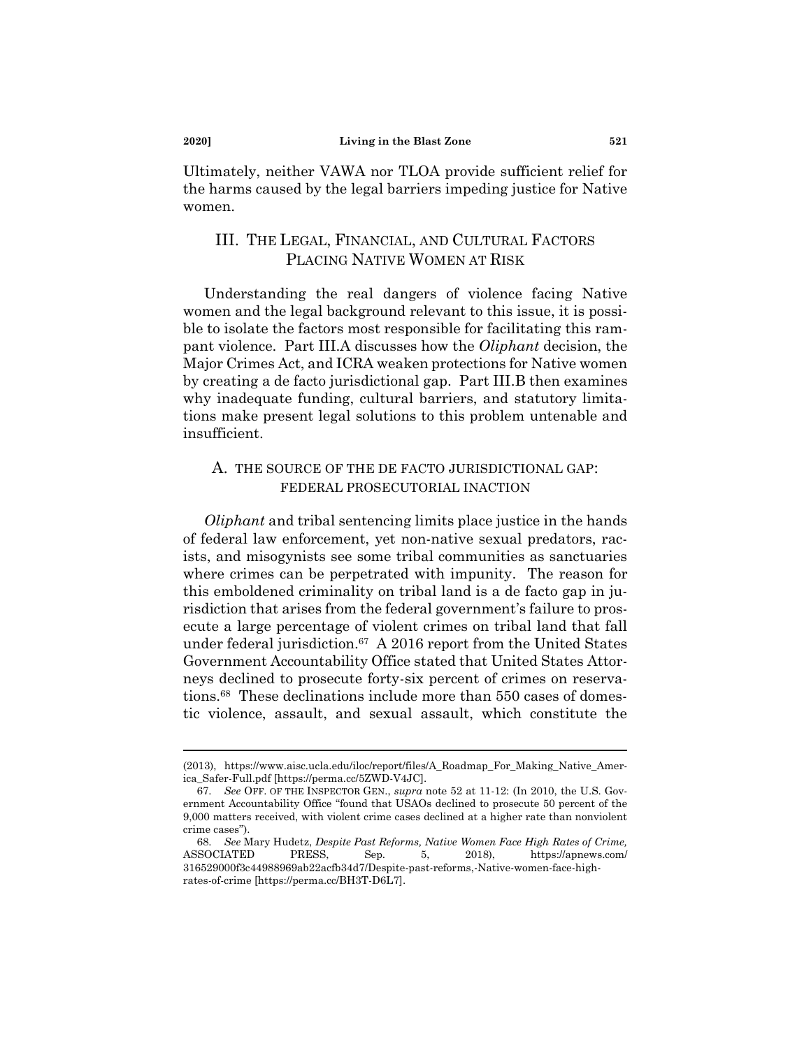Ultimately, neither VAWA nor TLOA provide sufficient relief for the harms caused by the legal barriers impeding justice for Native women.

## III. The Legal, Financial, and Cultural Factors Placing Native Women at Risk

Understanding the real dangers of violence facing Native women and the legal background relevant to this issue, it is possible to isolate the factors most responsible for facilitating this rampant violence. Part III.A discusses how the *Oliphant* decision, the Major Crimes Act, and ICRA weaken protections for Native women by creating a de facto jurisdictional gap. Part III.B then examines why inadequate funding, cultural barriers, and statutory limitations make present legal solutions to this problem untenable and insufficient.

### A. The Source of the De Facto Jurisdictional Gap: Federal Prosecutorial Inaction

*Oliphant* and tribal sentencing limits place justice in the hands of federal law enforcement, yet non-native sexual predators, racists, and misogynists see some tribal communities as sanctuaries where crimes can be perpetrated with impunity. The reason for this emboldened criminality on tribal land is a de facto gap in jurisdiction that arises from the federal government's failure to prosecute a large percentage of violent crimes on tribal land that fall under federal jurisdiction.[67] A 2016 report from the United States Government Accountability Office stated that United States Attorneys declined to prosecute forty-six percent of crimes on reservations.[68] These declinations include more than 550 cases of domestic violence, assault, and sexual assault, which constitute the

---

(2013), https://www.aisc.ucla.edu/iloc/report/files/A_Roadmap_For_Making_Native_America_Safer-Full.pdf [https://perma.cc/5ZWD-V4JC].

67. *See* Off. of the Inspector Gen., *supra* note 52 at 11-12: (In 2010, the U.S. Government Accountability Office "found that USAOs declined to prosecute 50 percent of the 9,000 matters received, with violent crime cases declined at a higher rate than nonviolent crime cases").

68. *See* Mary Hudetz, *Despite Past Reforms, Native Women Face High Rates of Crime,* Associated Press, Sep. 5, 2018), https://apnews.com/316529000f3c44988969ab22acfb34d7/Despite-past-reforms,-Native-women-face-high-rates-of-crime [https://perma.cc/BH3T-D6L7].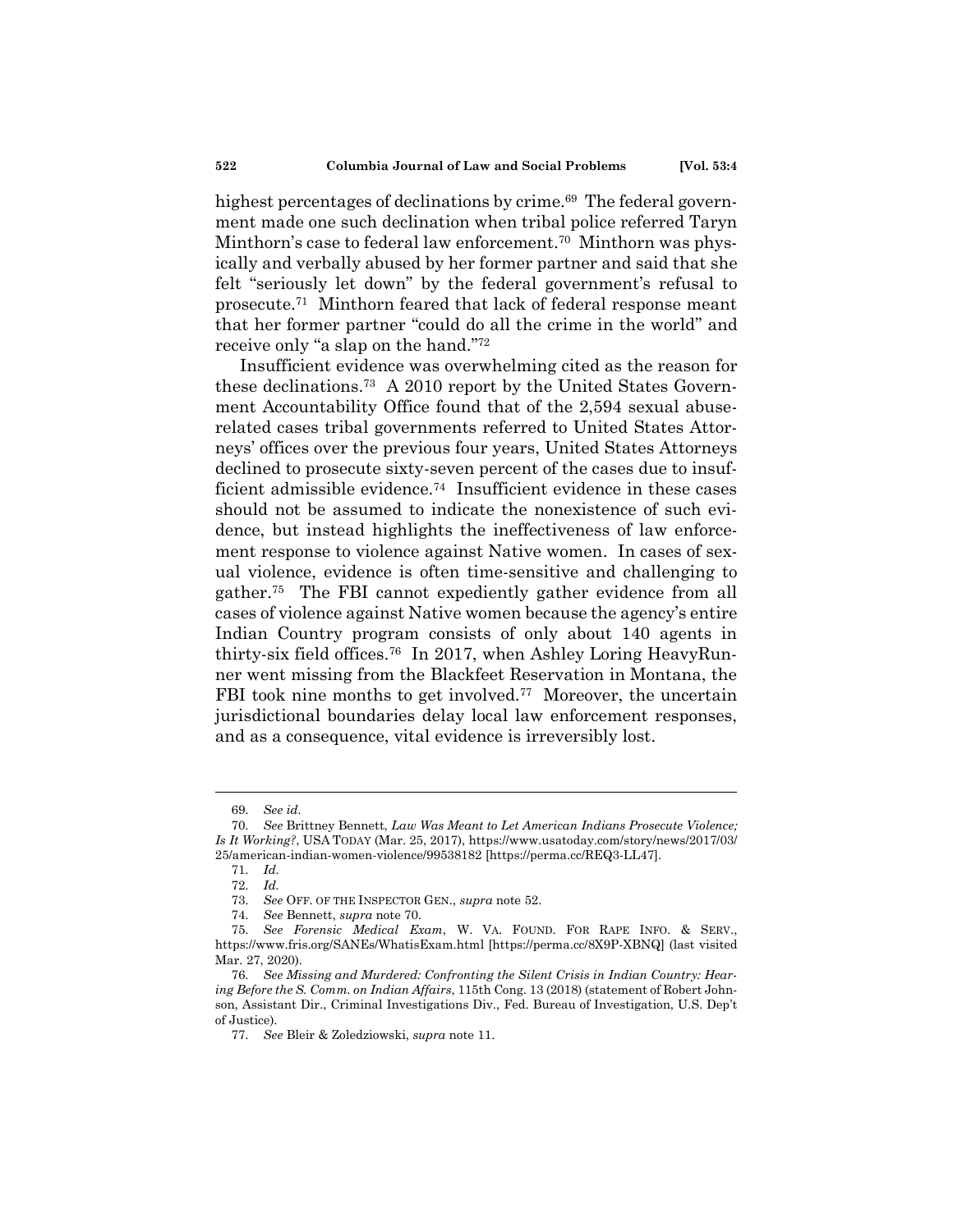highest percentages of declinations by crime.[69] The federal government made one such declination when tribal police referred Taryn Minthorn's case to federal law enforcement.[70] Minthorn was physically and verbally abused by her former partner and said that she felt "seriously let down" by the federal government's refusal to prosecute.[71] Minthorn feared that lack of federal response meant that her former partner "could do all the crime in the world" and receive only "a slap on the hand."[72]

Insufficient evidence was overwhelming cited as the reason for these declinations.[73] A 2010 report by the United States Government Accountability Office found that of the 2,594 sexual abuse-related cases tribal governments referred to United States Attorneys' offices over the previous four years, United States Attorneys declined to prosecute sixty-seven percent of the cases due to insufficient admissible evidence.[74] Insufficient evidence in these cases should not be assumed to indicate the nonexistence of such evidence, but instead highlights the ineffectiveness of law enforcement response to violence against Native women. In cases of sexual violence, evidence is often time-sensitive and challenging to gather.[75] The FBI cannot expediently gather evidence from all cases of violence against Native women because the agency's entire Indian Country program consists of only about 140 agents in thirty-six field offices.[76] In 2017, when Ashley Loring HeavyRunner went missing from the Blackfeet Reservation in Montana, the FBI took nine months to get involved.[77] Moreover, the uncertain jurisdictional boundaries delay local law enforcement responses, and as a consequence, vital evidence is irreversibly lost.

---

69. *See id.*

70. *See* Brittney Bennett, *Law Was Meant to Let American Indians Prosecute Violence; Is It Working?*, USA TODAY (Mar. 25, 2017), https://www.usatoday.com/story/news/2017/03/25/american-indian-women-violence/99538182 [https://perma.cc/REQ3-LL47].

71. *Id.*

72. *Id.*

73. *See* OFF. OF THE INSPECTOR GEN., *supra* note 52.

74. *See* Bennett, *supra* note 70.

75. *See Forensic Medical Exam*, W. VA. FOUND. FOR RAPE INFO. & SERV., https://www.fris.org/SANEs/WhatisExam.html [https://perma.cc/8X9P-XBNQ] (last visited Mar. 27, 2020).

76. *See Missing and Murdered: Confronting the Silent Crisis in Indian Country: Hearing Before the S. Comm. on Indian Affairs*, 115th Cong. 13 (2018) (statement of Robert Johnson, Assistant Dir., Criminal Investigations Div., Fed. Bureau of Investigation, U.S. Dep't of Justice).

77. *See* Bleir & Zoledziowski, *supra* note 11.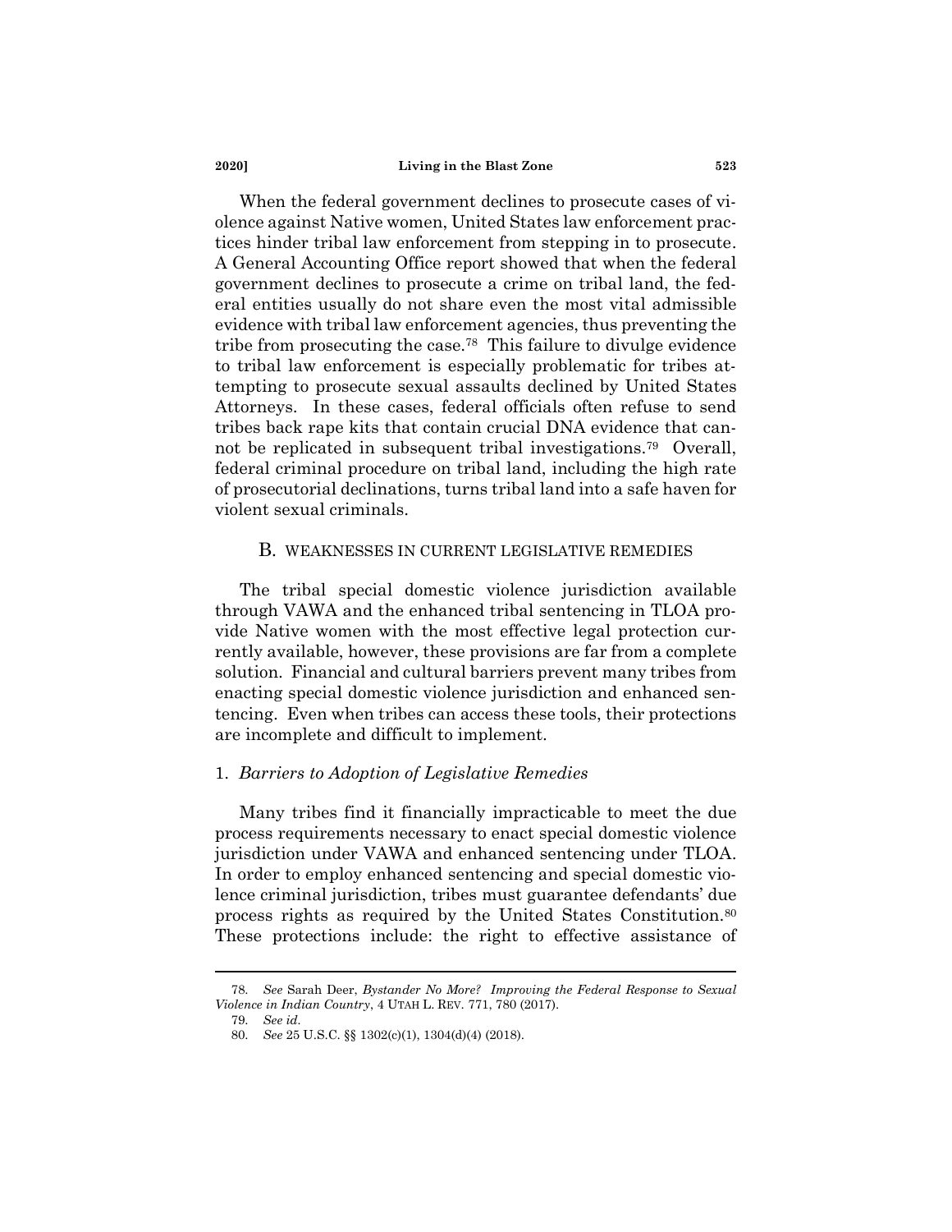When the federal government declines to prosecute cases of violence against Native women, United States law enforcement practices hinder tribal law enforcement from stepping in to prosecute. A General Accounting Office report showed that when the federal government declines to prosecute a crime on tribal land, the federal entities usually do not share even the most vital admissible evidence with tribal law enforcement agencies, thus preventing the tribe from prosecuting the case.[78] This failure to divulge evidence to tribal law enforcement is especially problematic for tribes attempting to prosecute sexual assaults declined by United States Attorneys. In these cases, federal officials often refuse to send tribes back rape kits that contain crucial DNA evidence that cannot be replicated in subsequent tribal investigations.[79] Overall, federal criminal procedure on tribal land, including the high rate of prosecutorial declinations, turns tribal land into a safe haven for violent sexual criminals.

## B. WEAKNESSES IN CURRENT LEGISLATIVE REMEDIES

The tribal special domestic violence jurisdiction available through VAWA and the enhanced tribal sentencing in TLOA provide Native women with the most effective legal protection currently available, however, these provisions are far from a complete solution. Financial and cultural barriers prevent many tribes from enacting special domestic violence jurisdiction and enhanced sentencing. Even when tribes can access these tools, their protections are incomplete and difficult to implement.

### 1. *Barriers to Adoption of Legislative Remedies*

Many tribes find it financially impracticable to meet the due process requirements necessary to enact special domestic violence jurisdiction under VAWA and enhanced sentencing under TLOA. In order to employ enhanced sentencing and special domestic violence criminal jurisdiction, tribes must guarantee defendants' due process rights as required by the United States Constitution.[80] These protections include: the right to effective assistance of

---

78. *See* Sarah Deer, *Bystander No More? Improving the Federal Response to Sexual Violence in Indian Country*, 4 UTAH L. REV. 771, 780 (2017).

79. *See id.*

80. *See* 25 U.S.C. §§ 1302(c)(1), 1304(d)(4) (2018).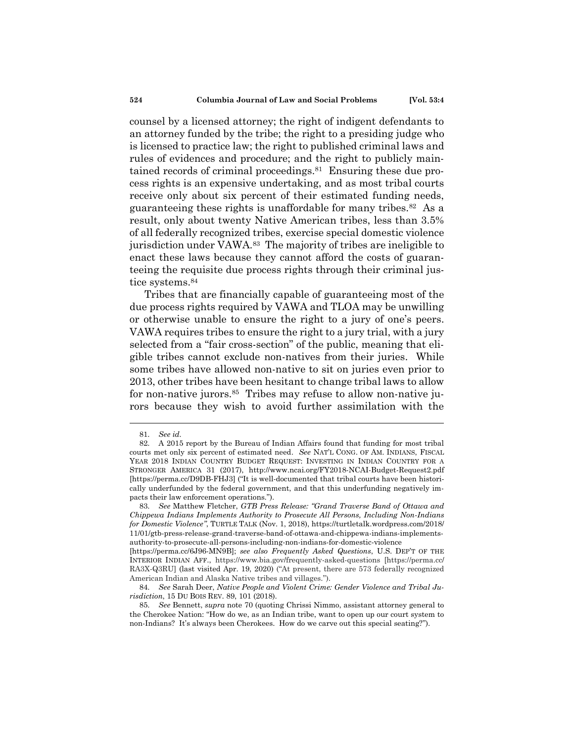counsel by a licensed attorney; the right of indigent defendants to an attorney funded by the tribe; the right to a presiding judge who is licensed to practice law; the right to published criminal laws and rules of evidences and procedure; and the right to publicly maintained records of criminal proceedings.[81] Ensuring these due process rights is an expensive undertaking, and as most tribal courts receive only about six percent of their estimated funding needs, guaranteeing these rights is unaffordable for many tribes.[82] As a result, only about twenty Native American tribes, less than 3.5% of all federally recognized tribes, exercise special domestic violence jurisdiction under VAWA.[83] The majority of tribes are ineligible to enact these laws because they cannot afford the costs of guaranteeing the requisite due process rights through their criminal justice systems.[84]

Tribes that are financially capable of guaranteeing most of the due process rights required by VAWA and TLOA may be unwilling or otherwise unable to ensure the right to a jury of one's peers. VAWA requires tribes to ensure the right to a jury trial, with a jury selected from a "fair cross-section" of the public, meaning that eligible tribes cannot exclude non-natives from their juries. While some tribes have allowed non-native to sit on juries even prior to 2013, other tribes have been hesitant to change tribal laws to allow for non-native jurors.[85] Tribes may refuse to allow non-native jurors because they wish to avoid further assimilation with the

---

81. *See id.*

82. A 2015 report by the Bureau of Indian Affairs found that funding for most tribal courts met only six percent of estimated need. *See* NAT'L CONG. OF AM. INDIANS, FISCAL YEAR 2018 INDIAN COUNTRY BUDGET REQUEST: INVESTING IN INDIAN COUNTRY FOR A STRONGER AMERICA 31 (2017), http://www.ncai.org/FY2018-NCAI-Budget-Request2.pdf [https://perma.cc/D9DB-FHJ3] ("It is well-documented that tribal courts have been historically underfunded by the federal government, and that this underfunding negatively impacts their law enforcement operations.").

83. *See* Matthew Fletcher, *GTB Press Release: "Grand Traverse Band of Ottawa and Chippewa Indians Implements Authority to Prosecute All Persons, Including Non-Indians for Domestic Violence"*, TURTLE TALK (Nov. 1, 2018), https://turtletalk.wordpress.com/2018/11/01/gtb-press-release-grand-traverse-band-of-ottawa-and-chippewa-indians-implements-authority-to-prosecute-all-persons-including-non-indians-for-domestic-violence [https://perma.cc/6J96-MN9B]; *see also Frequently Asked Questions*, U.S. DEP'T OF THE INTERIOR INDIAN AFF., https://www.bia.gov/frequently-asked-questions [https://perma.cc/RA3X-Q3RU] (last visited Apr. 19, 2020) ("At present, there are 573 federally recognized American Indian and Alaska Native tribes and villages.").

84. *See* Sarah Deer, *Native People and Violent Crime: Gender Violence and Tribal Jurisdiction*, 15 DU BOIS REV. 89, 101 (2018).

85. *See* Bennett, *supra* note 70 (quoting Chrissi Nimmo, assistant attorney general to the Cherokee Nation: "How do we, as an Indian tribe, want to open up our court system to non-Indians? It's always been Cherokees. How do we carve out this special seating?").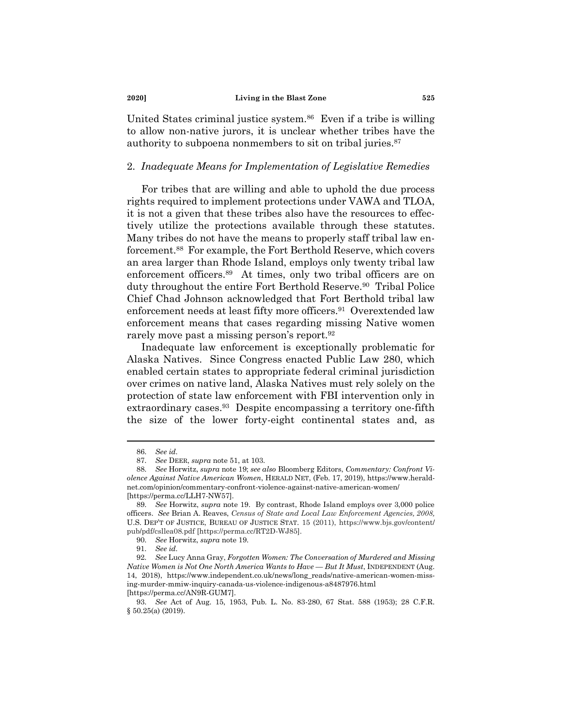United States criminal justice system.[86] Even if a tribe is willing to allow non-native jurors, it is unclear whether tribes have the authority to subpoena nonmembers to sit on tribal juries.[87]

### 2. *Inadequate Means for Implementation of Legislative Remedies*

For tribes that are willing and able to uphold the due process rights required to implement protections under VAWA and TLOA, it is not a given that these tribes also have the resources to effectively utilize the protections available through these statutes. Many tribes do not have the means to properly staff tribal law enforcement.[88] For example, the Fort Berthold Reserve, which covers an area larger than Rhode Island, employs only twenty tribal law enforcement officers.[89] At times, only two tribal officers are on duty throughout the entire Fort Berthold Reserve.[90] Tribal Police Chief Chad Johnson acknowledged that Fort Berthold tribal law enforcement needs at least fifty more officers.[91] Overextended law enforcement means that cases regarding missing Native women rarely move past a missing person's report.[92]

Inadequate law enforcement is exceptionally problematic for Alaska Natives. Since Congress enacted Public Law 280, which enabled certain states to appropriate federal criminal jurisdiction over crimes on native land, Alaska Natives must rely solely on the protection of state law enforcement with FBI intervention only in extraordinary cases.[93] Despite encompassing a territory one-fifth the size of the lower forty-eight continental states and, as

---

86. *See id.*

87. *See* DEER, *supra* note 51, at 103.

88. *See* Horwitz, *supra* note 19; *see also* Bloomberg Editors, *Commentary: Confront Violence Against Native American Women*, HERALD NET, (Feb. 17, 2019), https://www.heraldnet.com/opinion/commentary-confront-violence-against-native-american-women/ [https://perma.cc/LLH7-NW57].

89. *See* Horwitz, *supra* note 19. By contrast, Rhode Island employs over 3,000 police officers. *See* Brian A. Reaves, *Census of State and Local Law Enforcement Agencies, 2008,* U.S. DEP'T OF JUSTICE, BUREAU OF JUSTICE STAT. 15 (2011), https://www.bjs.gov/content/pub/pdf/csllea08.pdf [https://perma.cc/RT2D-WJ85].

90. *See* Horwitz, *supra* note 19.

91. *See id.*

92. *See* Lucy Anna Gray, *Forgotten Women: The Conversation of Murdered and Missing Native Women is Not One North America Wants to Have — But It Must*, INDEPENDENT (Aug. 14, 2018), https://www.independent.co.uk/news/long_reads/native-american-women-missing-murder-mmiw-inquiry-canada-us-violence-indigenous-a8487976.html [https://perma.cc/AN9R-GUM7].

93. *See* Act of Aug. 15, 1953, Pub. L. No. 83-280, 67 Stat. 588 (1953); 28 C.F.R. § 50.25(a) (2019).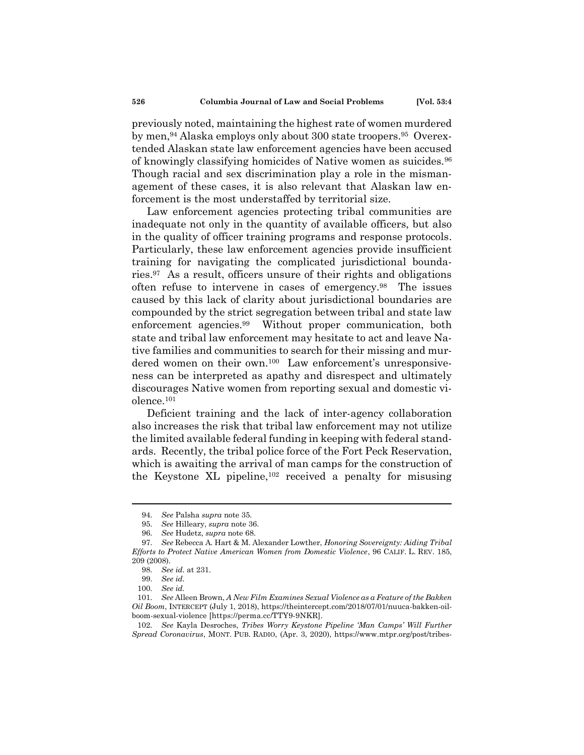previously noted, maintaining the highest rate of women murdered by men,[94] Alaska employs only about 300 state troopers.[95] Overextended Alaskan state law enforcement agencies have been accused of knowingly classifying homicides of Native women as suicides.[96] Though racial and sex discrimination play a role in the mismanagement of these cases, it is also relevant that Alaskan law enforcement is the most understaffed by territorial size.

Law enforcement agencies protecting tribal communities are inadequate not only in the quantity of available officers, but also in the quality of officer training programs and response protocols. Particularly, these law enforcement agencies provide insufficient training for navigating the complicated jurisdictional boundaries.[97] As a result, officers unsure of their rights and obligations often refuse to intervene in cases of emergency.[98] The issues caused by this lack of clarity about jurisdictional boundaries are compounded by the strict segregation between tribal and state law enforcement agencies.[99] Without proper communication, both state and tribal law enforcement may hesitate to act and leave Native families and communities to search for their missing and murdered women on their own.[100] Law enforcement's unresponsiveness can be interpreted as apathy and disrespect and ultimately discourages Native women from reporting sexual and domestic violence.[101]

Deficient training and the lack of inter-agency collaboration also increases the risk that tribal law enforcement may not utilize the limited available federal funding in keeping with federal standards. Recently, the tribal police force of the Fort Peck Reservation, which is awaiting the arrival of man camps for the construction of the Keystone XL pipeline,[102] received a penalty for misusing

---

94. *See* Palsha *supra* note 35.

95. *See* Hilleary, *supra* note 36.

96. *See* Hudetz, *supra* note 68.

97. *See* Rebecca A. Hart & M. Alexander Lowther, *Honoring Sovereignty: Aiding Tribal Efforts to Protect Native American Women from Domestic Violence*, 96 CALIF. L. REV. 185, 209 (2008).

98. *See id.* at 231.

99. *See id.*

100. *See id.*

101. *See* Alleen Brown, *A New Film Examines Sexual Violence as a Feature of the Bakken Oil Boom*, INTERCEPT (July 1, 2018), https://theintercept.com/2018/07/01/nuuca-bakken-oil-boom-sexual-violence [https://perma.cc/TTY9-9NKR].

102. *See* Kayla Desroches, *Tribes Worry Keystone Pipeline 'Man Camps' Will Further Spread Coronavirus*, MONT. PUB. RADIO, (Apr. 3, 2020), https://www.mtpr.org/post/tribes-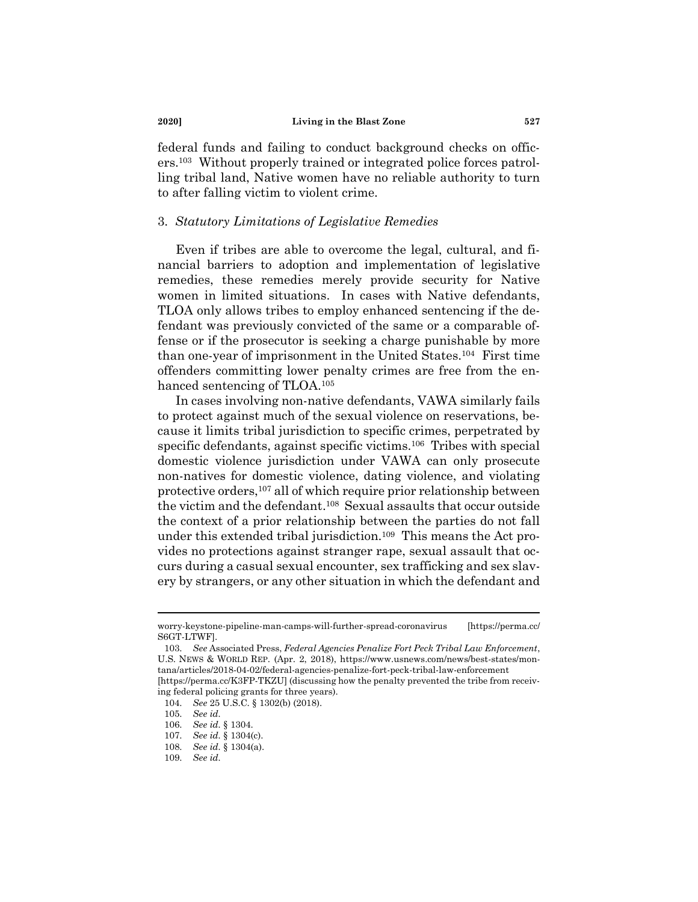federal funds and failing to conduct background checks on officers.[103] Without properly trained or integrated police forces patrolling tribal land, Native women have no reliable authority to turn to after falling victim to violent crime.

### 3. *Statutory Limitations of Legislative Remedies*

Even if tribes are able to overcome the legal, cultural, and financial barriers to adoption and implementation of legislative remedies, these remedies merely provide security for Native women in limited situations. In cases with Native defendants, TLOA only allows tribes to employ enhanced sentencing if the defendant was previously convicted of the same or a comparable offense or if the prosecutor is seeking a charge punishable by more than one-year of imprisonment in the United States.[104] First time offenders committing lower penalty crimes are free from the enhanced sentencing of TLOA.[105]

In cases involving non-native defendants, VAWA similarly fails to protect against much of the sexual violence on reservations, because it limits tribal jurisdiction to specific crimes, perpetrated by specific defendants, against specific victims.[106] Tribes with special domestic violence jurisdiction under VAWA can only prosecute non-natives for domestic violence, dating violence, and violating protective orders,[107] all of which require prior relationship between the victim and the defendant.[108] Sexual assaults that occur outside the context of a prior relationship between the parties do not fall under this extended tribal jurisdiction.[109] This means the Act provides no protections against stranger rape, sexual assault that occurs during a casual sexual encounter, sex trafficking and sex slavery by strangers, or any other situation in which the defendant and

---

worry-keystone-pipeline-man-camps-will-further-spread-coronavirus [https://perma.cc/S6GT-LTWF].

103. *See* Associated Press, *Federal Agencies Penalize Fort Peck Tribal Law Enforcement*, U.S. NEWS & WORLD REP. (Apr. 2, 2018), https://www.usnews.com/news/best-states/montana/articles/2018-04-02/federal-agencies-penalize-fort-peck-tribal-law-enforcement [https://perma.cc/K3FP-TKZU] (discussing how the penalty prevented the tribe from receiving federal policing grants for three years).

104. *See* 25 U.S.C. § 1302(b) (2018).

105. *See id.*

106. *See id.* § 1304.

107. *See id.* § 1304(c).

108. *See id.* § 1304(a).

109. *See id.*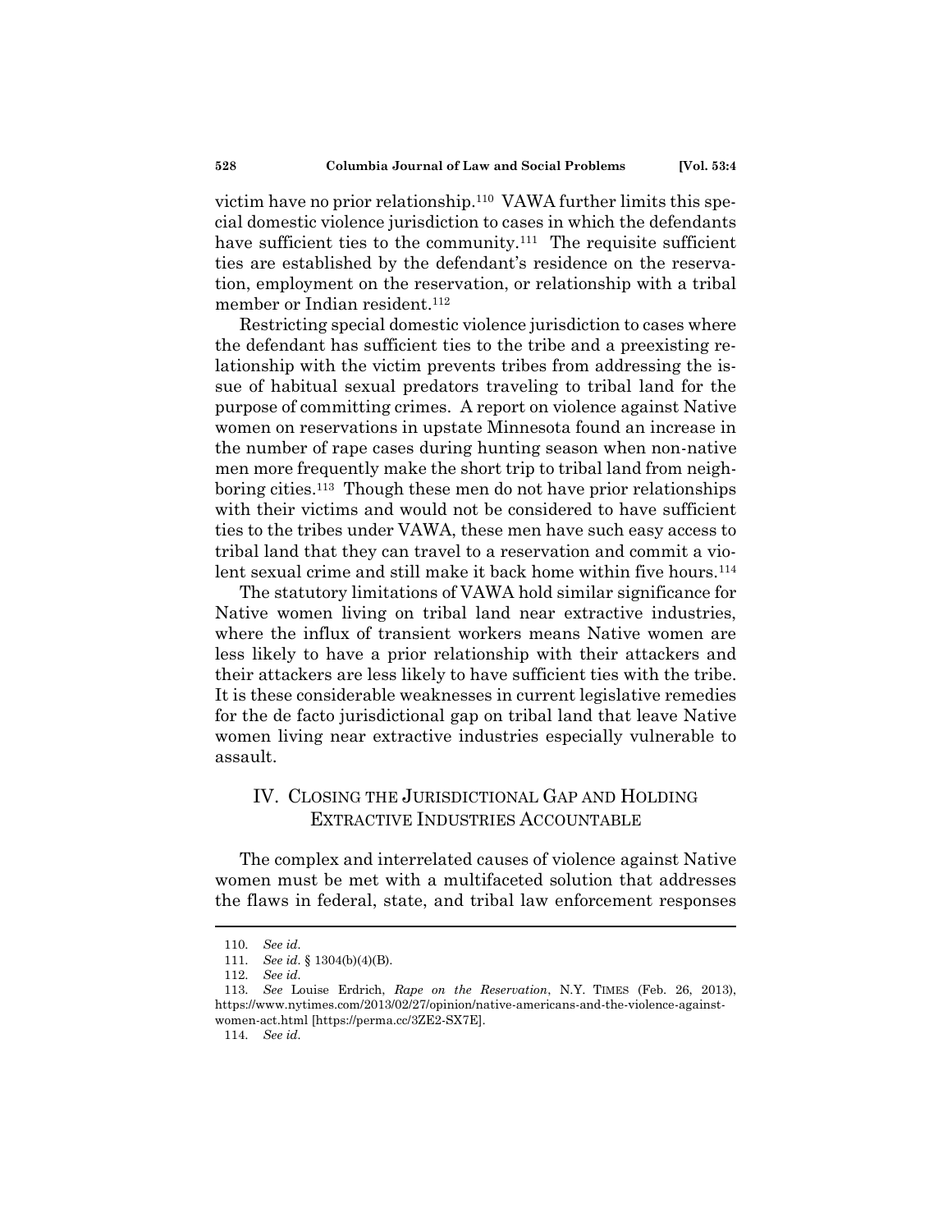victim have no prior relationship.[110] VAWA further limits this special domestic violence jurisdiction to cases in which the defendants have sufficient ties to the community.[111] The requisite sufficient ties are established by the defendant's residence on the reservation, employment on the reservation, or relationship with a tribal member or Indian resident.[112]

Restricting special domestic violence jurisdiction to cases where the defendant has sufficient ties to the tribe and a preexisting relationship with the victim prevents tribes from addressing the issue of habitual sexual predators traveling to tribal land for the purpose of committing crimes. A report on violence against Native women on reservations in upstate Minnesota found an increase in the number of rape cases during hunting season when non-native men more frequently make the short trip to tribal land from neighboring cities.[113] Though these men do not have prior relationships with their victims and would not be considered to have sufficient ties to the tribes under VAWA, these men have such easy access to tribal land that they can travel to a reservation and commit a violent sexual crime and still make it back home within five hours.[114]

The statutory limitations of VAWA hold similar significance for Native women living on tribal land near extractive industries, where the influx of transient workers means Native women are less likely to have a prior relationship with their attackers and their attackers are less likely to have sufficient ties with the tribe. It is these considerable weaknesses in current legislative remedies for the de facto jurisdictional gap on tribal land that leave Native women living near extractive industries especially vulnerable to assault.

## IV. Closing the Jurisdictional Gap and Holding Extractive Industries Accountable

The complex and interrelated causes of violence against Native women must be met with a multifaceted solution that addresses the flaws in federal, state, and tribal law enforcement responses

---

110. *See id.*

111. *See id.* § 1304(b)(4)(B).

112. *See id.*

113. *See* Louise Erdrich, *Rape on the Reservation*, N.Y. TIMES (Feb. 26, 2013), https://www.nytimes.com/2013/02/27/opinion/native-americans-and-the-violence-against-women-act.html [https://perma.cc/3ZE2-SX7E].

114. *See id.*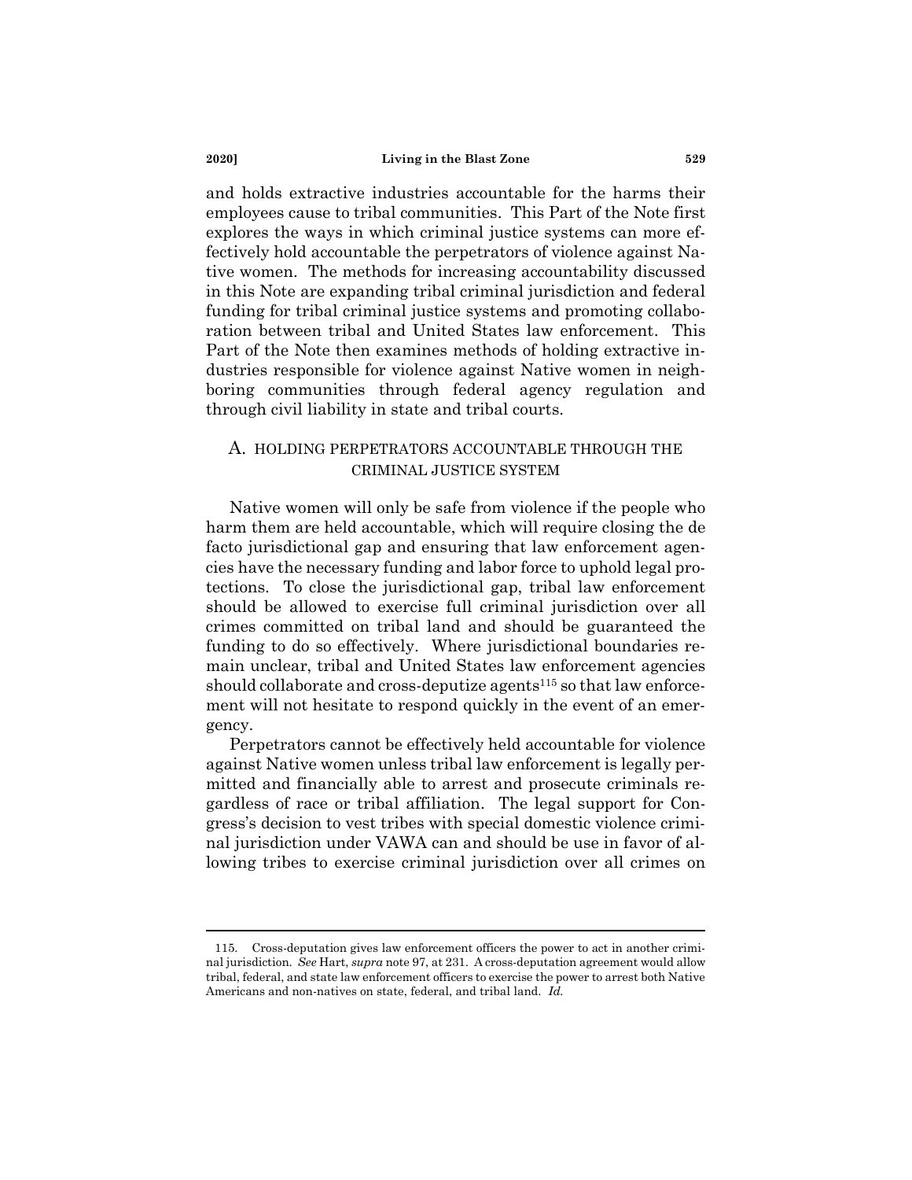and holds extractive industries accountable for the harms their employees cause to tribal communities. This Part of the Note first explores the ways in which criminal justice systems can more effectively hold accountable the perpetrators of violence against Native women. The methods for increasing accountability discussed in this Note are expanding tribal criminal jurisdiction and federal funding for tribal criminal justice systems and promoting collaboration between tribal and United States law enforcement. This Part of the Note then examines methods of holding extractive industries responsible for violence against Native women in neighboring communities through federal agency regulation and through civil liability in state and tribal courts.

### A. HOLDING PERPETRATORS ACCOUNTABLE THROUGH THE CRIMINAL JUSTICE SYSTEM

Native women will only be safe from violence if the people who harm them are held accountable, which will require closing the de facto jurisdictional gap and ensuring that law enforcement agencies have the necessary funding and labor force to uphold legal protections. To close the jurisdictional gap, tribal law enforcement should be allowed to exercise full criminal jurisdiction over all crimes committed on tribal land and should be guaranteed the funding to do so effectively. Where jurisdictional boundaries remain unclear, tribal and United States law enforcement agencies should collaborate and cross-deputize agents[115] so that law enforcement will not hesitate to respond quickly in the event of an emergency.

Perpetrators cannot be effectively held accountable for violence against Native women unless tribal law enforcement is legally permitted and financially able to arrest and prosecute criminals regardless of race or tribal affiliation. The legal support for Congress's decision to vest tribes with special domestic violence criminal jurisdiction under VAWA can and should be use in favor of allowing tribes to exercise criminal jurisdiction over all crimes on

---

115. Cross-deputation gives law enforcement officers the power to act in another criminal jurisdiction. *See* Hart, *supra* note 97, at 231. A cross-deputation agreement would allow tribal, federal, and state law enforcement officers to exercise the power to arrest both Native Americans and non-natives on state, federal, and tribal land. *Id.*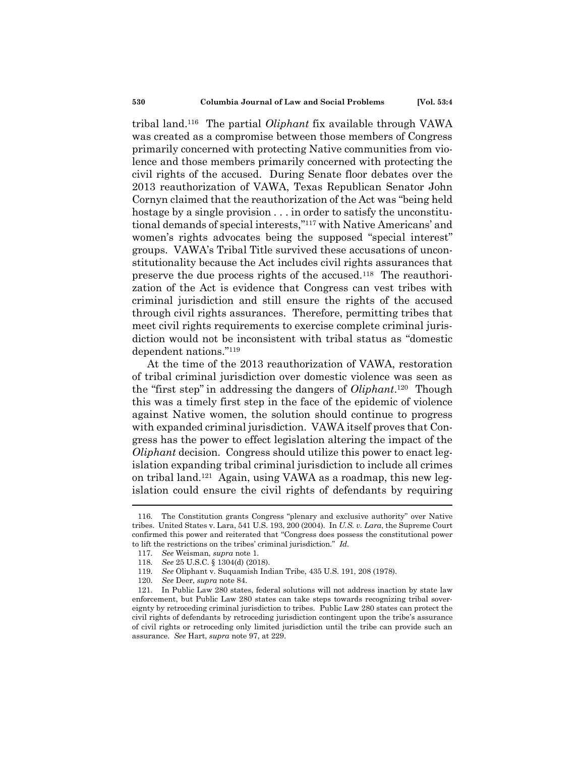tribal land.[116] The partial *Oliphant* fix available through VAWA was created as a compromise between those members of Congress primarily concerned with protecting Native communities from violence and those members primarily concerned with protecting the civil rights of the accused. During Senate floor debates over the 2013 reauthorization of VAWA, Texas Republican Senator John Cornyn claimed that the reauthorization of the Act was "being held hostage by a single provision . . . in order to satisfy the unconstitutional demands of special interests,"[117] with Native Americans' and women's rights advocates being the supposed "special interest" groups. VAWA's Tribal Title survived these accusations of unconstitutionality because the Act includes civil rights assurances that preserve the due process rights of the accused.[118] The reauthorization of the Act is evidence that Congress can vest tribes with criminal jurisdiction and still ensure the rights of the accused through civil rights assurances. Therefore, permitting tribes that meet civil rights requirements to exercise complete criminal jurisdiction would not be inconsistent with tribal status as "domestic dependent nations."[119]

At the time of the 2013 reauthorization of VAWA, restoration of tribal criminal jurisdiction over domestic violence was seen as the "first step" in addressing the dangers of *Oliphant*.[120] Though this was a timely first step in the face of the epidemic of violence against Native women, the solution should continue to progress with expanded criminal jurisdiction. VAWA itself proves that Congress has the power to effect legislation altering the impact of the *Oliphant* decision. Congress should utilize this power to enact legislation expanding tribal criminal jurisdiction to include all crimes on tribal land.[121] Again, using VAWA as a roadmap, this new legislation could ensure the civil rights of defendants by requiring

---

116. The Constitution grants Congress "plenary and exclusive authority" over Native tribes. United States v. Lara, 541 U.S. 193, 200 (2004). In *U.S. v. Lara*, the Supreme Court confirmed this power and reiterated that "Congress does possess the constitutional power to lift the restrictions on the tribes' criminal jurisdiction." *Id.*

117. *See* Weisman, *supra* note 1.

118. *See* 25 U.S.C. § 1304(d) (2018).

119. *See* Oliphant v. Suquamish Indian Tribe, 435 U.S. 191, 208 (1978).

120. *See* Deer, *supra* note 84.

121. In Public Law 280 states, federal solutions will not address inaction by state law enforcement, but Public Law 280 states can take steps towards recognizing tribal sovereignty by retroceding criminal jurisdiction to tribes. Public Law 280 states can protect the civil rights of defendants by retroceding jurisdiction contingent upon the tribe's assurance of civil rights or retroceding only limited jurisdiction until the tribe can provide such an assurance. *See* Hart, *supra* note 97, at 229.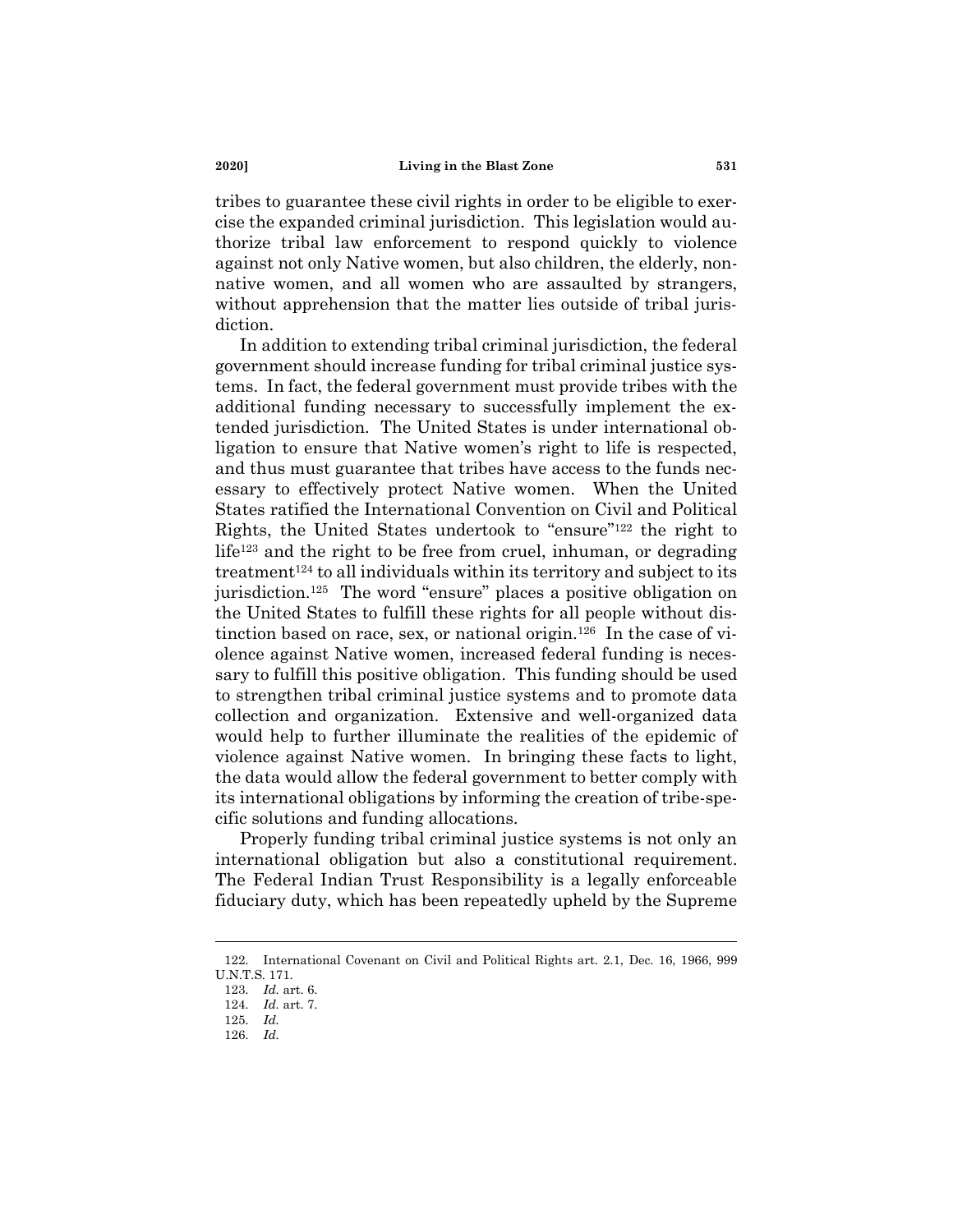tribes to guarantee these civil rights in order to be eligible to exercise the expanded criminal jurisdiction. This legislation would authorize tribal law enforcement to respond quickly to violence against not only Native women, but also children, the elderly, non-native women, and all women who are assaulted by strangers, without apprehension that the matter lies outside of tribal jurisdiction.

In addition to extending tribal criminal jurisdiction, the federal government should increase funding for tribal criminal justice systems. In fact, the federal government must provide tribes with the additional funding necessary to successfully implement the extended jurisdiction. The United States is under international obligation to ensure that Native women's right to life is respected, and thus must guarantee that tribes have access to the funds necessary to effectively protect Native women. When the United States ratified the International Convention on Civil and Political Rights, the United States undertook to "ensure"[122] the right to life[123] and the right to be free from cruel, inhuman, or degrading treatment[124] to all individuals within its territory and subject to its jurisdiction.[125] The word "ensure" places a positive obligation on the United States to fulfill these rights for all people without distinction based on race, sex, or national origin.[126] In the case of violence against Native women, increased federal funding is necessary to fulfill this positive obligation. This funding should be used to strengthen tribal criminal justice systems and to promote data collection and organization. Extensive and well-organized data would help to further illuminate the realities of the epidemic of violence against Native women. In bringing these facts to light, the data would allow the federal government to better comply with its international obligations by informing the creation of tribe-specific solutions and funding allocations.

Properly funding tribal criminal justice systems is not only an international obligation but also a constitutional requirement. The Federal Indian Trust Responsibility is a legally enforceable fiduciary duty, which has been repeatedly upheld by the Supreme

---

122. International Covenant on Civil and Political Rights art. 2.1, Dec. 16, 1966, 999 U.N.T.S. 171.

123. *Id.* art. 6.

124. *Id.* art. 7.

125. *Id.*

126. *Id.*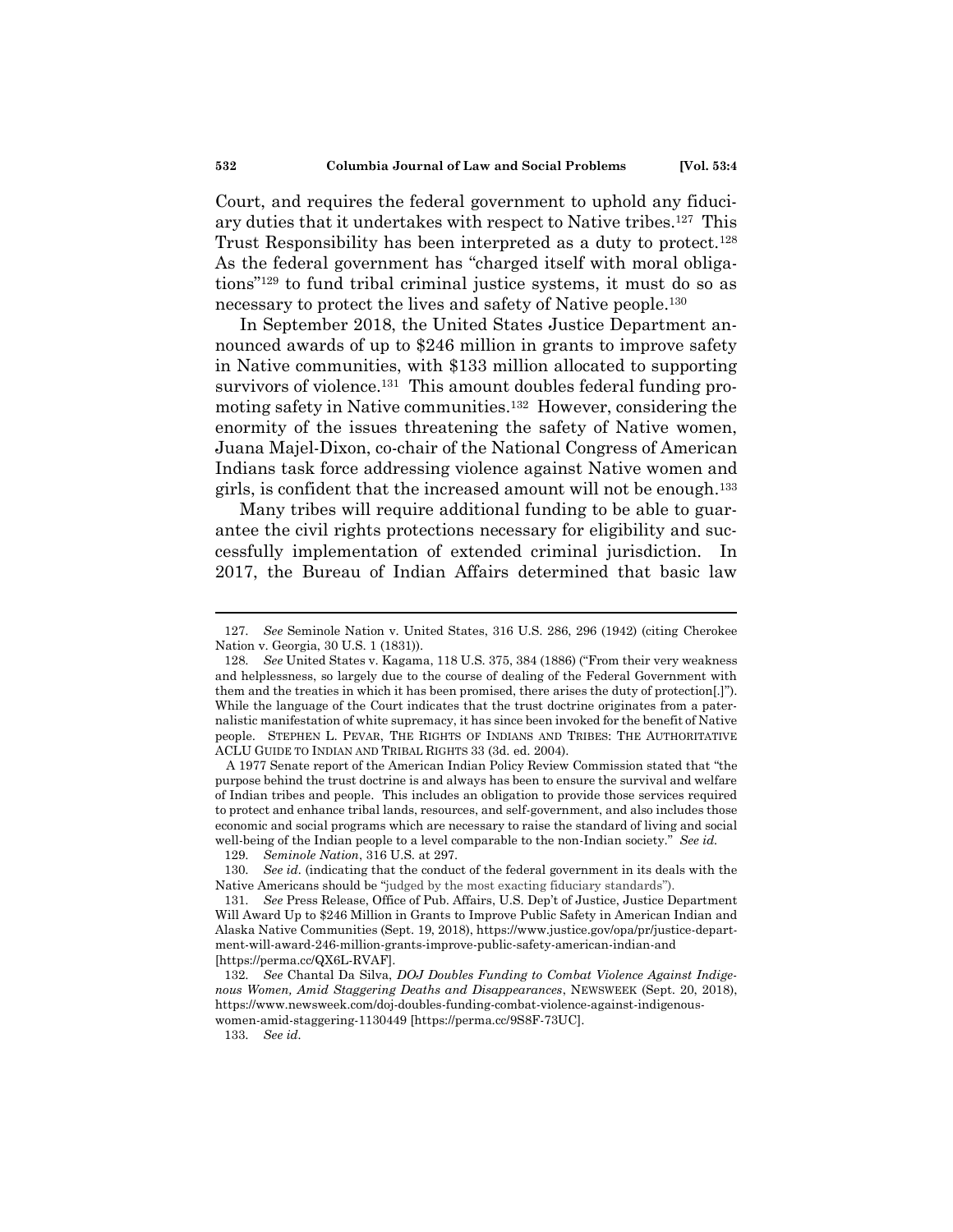Court, and requires the federal government to uphold any fiduciary duties that it undertakes with respect to Native tribes.[127] This Trust Responsibility has been interpreted as a duty to protect.[128] As the federal government has "charged itself with moral obligations"[129] to fund tribal criminal justice systems, it must do so as necessary to protect the lives and safety of Native people.[130]

In September 2018, the United States Justice Department announced awards of up to $246 million in grants to improve safety in Native communities, with $133 million allocated to supporting survivors of violence.[131] This amount doubles federal funding promoting safety in Native communities.[132] However, considering the enormity of the issues threatening the safety of Native women, Juana Majel-Dixon, co-chair of the National Congress of American Indians task force addressing violence against Native women and girls, is confident that the increased amount will not be enough.[133]

Many tribes will require additional funding to be able to guarantee the civil rights protections necessary for eligibility and successfully implementation of extended criminal jurisdiction. In 2017, the Bureau of Indian Affairs determined that basic law

---

127. *See* Seminole Nation v. United States, 316 U.S. 286, 296 (1942) (citing Cherokee Nation v. Georgia, 30 U.S. 1 (1831)).

128. *See* United States v. Kagama, 118 U.S. 375, 384 (1886) ("From their very weakness and helplessness, so largely due to the course of dealing of the Federal Government with them and the treaties in which it has been promised, there arises the duty of protection[.]"). While the language of the Court indicates that the trust doctrine originates from a paternalistic manifestation of white supremacy, it has since been invoked for the benefit of Native people. STEPHEN L. PEVAR, THE RIGHTS OF INDIANS AND TRIBES: THE AUTHORITATIVE ACLU GUIDE TO INDIAN AND TRIBAL RIGHTS 33 (3d. ed. 2004).

A 1977 Senate report of the American Indian Policy Review Commission stated that "the purpose behind the trust doctrine is and always has been to ensure the survival and welfare of Indian tribes and people. This includes an obligation to provide those services required to protect and enhance tribal lands, resources, and self-government, and also includes those economic and social programs which are necessary to raise the standard of living and social well-being of the Indian people to a level comparable to the non-Indian society." *See id.*

129. *Seminole Nation*, 316 U.S. at 297.

130. *See id.* (indicating that the conduct of the federal government in its deals with the Native Americans should be "judged by the most exacting fiduciary standards").

131. *See* Press Release, Office of Pub. Affairs, U.S. Dep't of Justice, Justice Department Will Award Up to $246 Million in Grants to Improve Public Safety in American Indian and Alaska Native Communities (Sept. 19, 2018), https://www.justice.gov/opa/pr/justice-department-will-award-246-million-grants-improve-public-safety-american-indian-and [https://perma.cc/QX6L-RVAF].

132. *See* Chantal Da Silva, *DOJ Doubles Funding to Combat Violence Against Indigenous Women, Amid Staggering Deaths and Disappearances*, NEWSWEEK (Sept. 20, 2018), https://www.newsweek.com/doj-doubles-funding-combat-violence-against-indigenous-women-amid-staggering-1130449 [https://perma.cc/9S8F-73UC].

133. *See id.*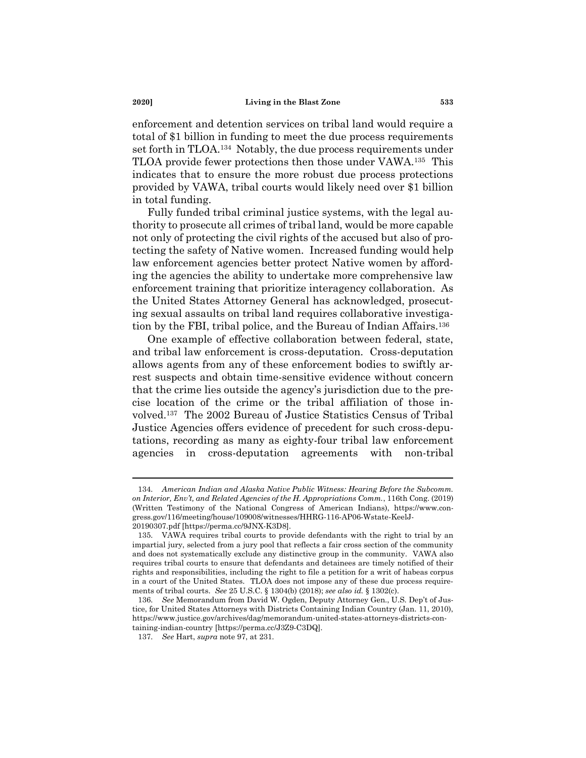enforcement and detention services on tribal land would require a total of $1 billion in funding to meet the due process requirements set forth in TLOA.[134] Notably, the due process requirements under TLOA provide fewer protections then those under VAWA.[135] This indicates that to ensure the more robust due process protections provided by VAWA, tribal courts would likely need over $1 billion in total funding.

Fully funded tribal criminal justice systems, with the legal authority to prosecute all crimes of tribal land, would be more capable not only of protecting the civil rights of the accused but also of protecting the safety of Native women. Increased funding would help law enforcement agencies better protect Native women by affording the agencies the ability to undertake more comprehensive law enforcement training that prioritize interagency collaboration. As the United States Attorney General has acknowledged, prosecuting sexual assaults on tribal land requires collaborative investigation by the FBI, tribal police, and the Bureau of Indian Affairs.[136]

One example of effective collaboration between federal, state, and tribal law enforcement is cross-deputation. Cross-deputation allows agents from any of these enforcement bodies to swiftly arrest suspects and obtain time-sensitive evidence without concern that the crime lies outside the agency's jurisdiction due to the precise location of the crime or the tribal affiliation of those involved.[137] The 2002 Bureau of Justice Statistics Census of Tribal Justice Agencies offers evidence of precedent for such cross-deputations, recording as many as eighty-four tribal law enforcement agencies in cross-deputation agreements with non-tribal

---

134. *American Indian and Alaska Native Public Witness: Hearing Before the Subcomm. on Interior, Env't, and Related Agencies of the H. Appropriations Comm.*, 116th Cong. (2019) (Written Testimony of the National Congress of American Indians), https://www.congress.gov/116/meeting/house/109008/witnesses/HHRG-116-AP06-Wstate-KeelJ-20190307.pdf [https://perma.cc/9JNX-K3D8].

135. VAWA requires tribal courts to provide defendants with the right to trial by an impartial jury, selected from a jury pool that reflects a fair cross section of the community and does not systematically exclude any distinctive group in the community. VAWA also requires tribal courts to ensure that defendants and detainees are timely notified of their rights and responsibilities, including the right to file a petition for a writ of habeas corpus in a court of the United States. TLOA does not impose any of these due process requirements of tribal courts. *See* 25 U.S.C. § 1304(b) (2018); *see also id.* § 1302(c).

136. *See* Memorandum from David W. Ogden, Deputy Attorney Gen., U.S. Dep't of Justice, for United States Attorneys with Districts Containing Indian Country (Jan. 11, 2010), https://www.justice.gov/archives/dag/memorandum-united-states-attorneys-districts-containing-indian-country [https://perma.cc/J3Z9-C3DQ].

137. *See* Hart, *supra* note 97, at 231.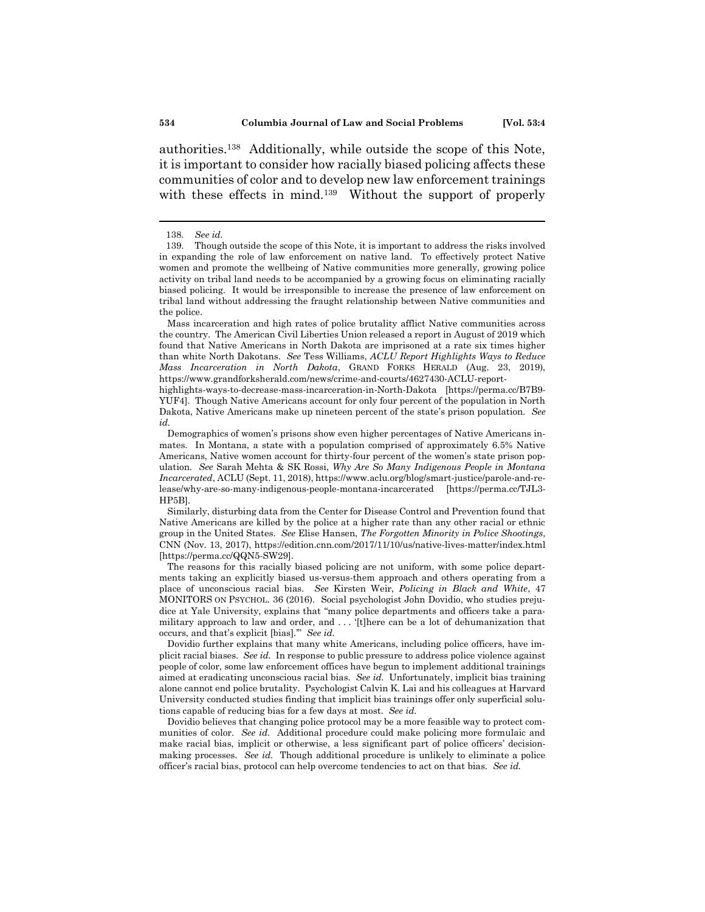authorities.[138] Additionally, while outside the scope of this Note, it is important to consider how racially biased policing affects these communities of color and to develop new law enforcement trainings with these effects in mind.[139] Without the support of properly

---

138. *See id.*

139. Though outside the scope of this Note, it is important to address the risks involved in expanding the role of law enforcement on native land. To effectively protect Native women and promote the wellbeing of Native communities more generally, growing police activity on tribal land needs to be accompanied by a growing focus on eliminating racially biased policing. It would be irresponsible to increase the presence of law enforcement on tribal land without addressing the fraught relationship between Native communities and the police.

Mass incarceration and high rates of police brutality afflict Native communities across the country. The American Civil Liberties Union released a report in August of 2019 which found that Native Americans in North Dakota are imprisoned at a rate six times higher than white North Dakotans. *See* Tess Williams, *ACLU Report Highlights Ways to Reduce Mass Incarceration in North Dakota*, GRAND FORKS HERALD (Aug. 23, 2019), https://www.grandforksherald.com/news/crime-and-courts/4627430-ACLU-report-highlights-ways-to-decrease-mass-incarceration-in-North-Dakota [https://perma.cc/B7B9-YUF4]. Though Native Americans account for only four percent of the population in North Dakota, Native Americans make up nineteen percent of the state's prison population. *See id.*

Demographics of women's prisons show even higher percentages of Native Americans inmates. In Montana, a state with a population comprised of approximately 6.5% Native Americans, Native women account for thirty-four percent of the women's state prison population. *See* Sarah Mehta & SK Rossi, *Why Are So Many Indigenous People in Montana Incarcerated*, ACLU (Sept. 11, 2018), https://www.aclu.org/blog/smart-justice/parole-and-release/why-are-so-many-indigenous-people-montana-incarcerated [https://perma.cc/TJL3-HP5B].

Similarly, disturbing data from the Center for Disease Control and Prevention found that Native Americans are killed by the police at a higher rate than any other racial or ethnic group in the United States. *See* Elise Hansen, *The Forgotten Minority in Police Shootings*, CNN (Nov. 13, 2017), https://edition.cnn.com/2017/11/10/us/native-lives-matter/index.html [https://perma.cc/QQN5-SW29].

The reasons for this racially biased policing are not uniform, with some police departments taking an explicitly biased us-versus-them approach and others operating from a place of unconscious racial bias. *See* Kirsten Weir, *Policing in Black and White*, 47 MONITORS ON PSYCHOL. 36 (2016). Social psychologist John Dovidio, who studies prejudice at Yale University, explains that "many police departments and officers take a paramilitary approach to law and order, and . . . '[t]here can be a lot of dehumanization that occurs, and that's explicit [bias].'" *See id.*

Dovidio further explains that many white Americans, including police officers, have implicit racial biases. *See id.* In response to public pressure to address police violence against people of color, some law enforcement offices have begun to implement additional trainings aimed at eradicating unconscious racial bias. *See id.* Unfortunately, implicit bias training alone cannot end police brutality. Psychologist Calvin K. Lai and his colleagues at Harvard University conducted studies finding that implicit bias trainings offer only superficial solutions capable of reducing bias for a few days at most. *See id.*

Dovidio believes that changing police protocol may be a more feasible way to protect communities of color. *See id.* Additional procedure could make policing more formulaic and make racial bias, implicit or otherwise, a less significant part of police officers' decision-making processes. *See id.* Though additional procedure is unlikely to eliminate a police officer's racial bias, protocol can help overcome tendencies to act on that bias. *See id.*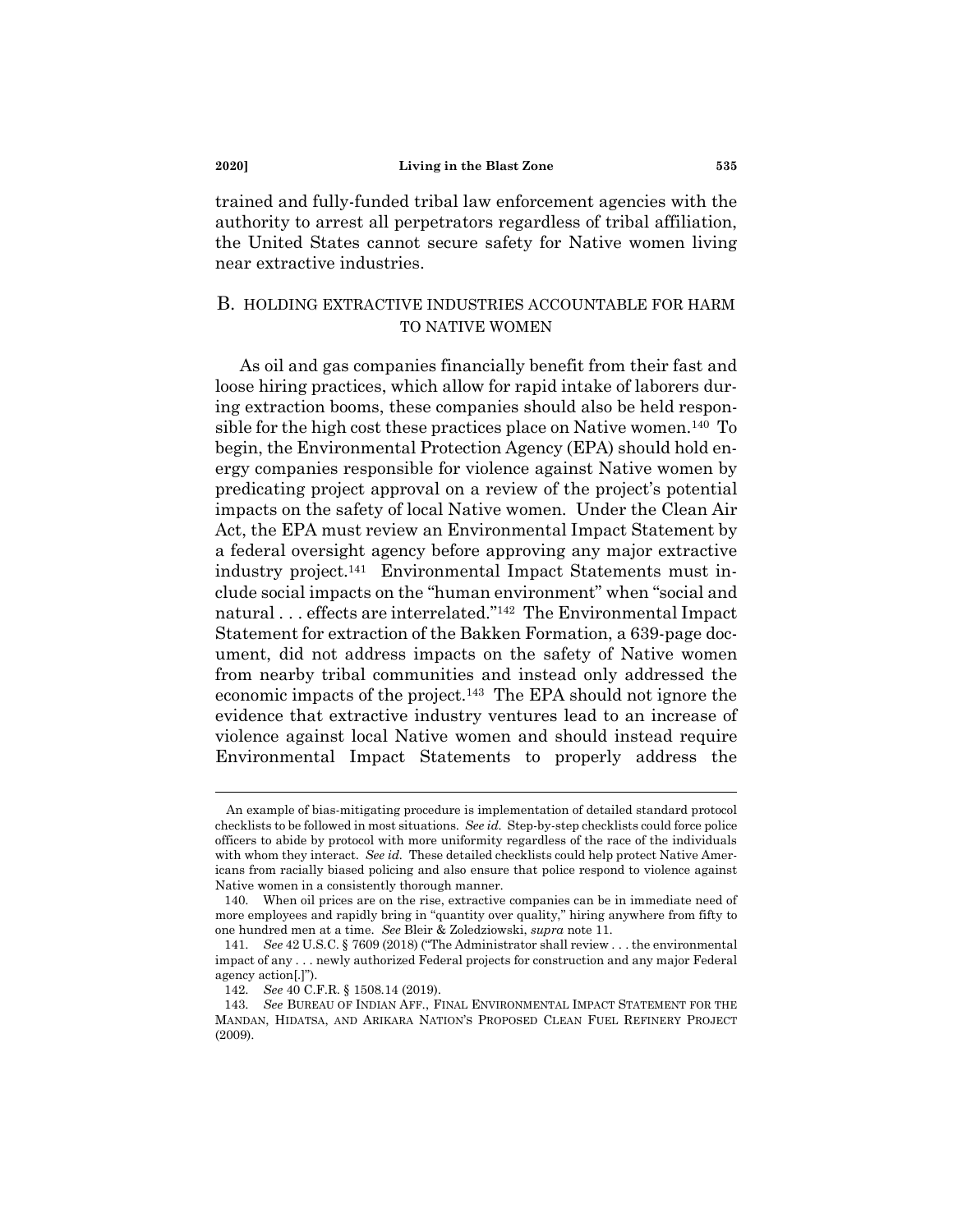trained and fully-funded tribal law enforcement agencies with the authority to arrest all perpetrators regardless of tribal affiliation, the United States cannot secure safety for Native women living near extractive industries.

### B. HOLDING EXTRACTIVE INDUSTRIES ACCOUNTABLE FOR HARM TO NATIVE WOMEN

As oil and gas companies financially benefit from their fast and loose hiring practices, which allow for rapid intake of laborers during extraction booms, these companies should also be held responsible for the high cost these practices place on Native women.[140] To begin, the Environmental Protection Agency (EPA) should hold energy companies responsible for violence against Native women by predicating project approval on a review of the project's potential impacts on the safety of local Native women. Under the Clean Air Act, the EPA must review an Environmental Impact Statement by a federal oversight agency before approving any major extractive industry project.[141] Environmental Impact Statements must include social impacts on the "human environment" when "social and natural . . . effects are interrelated."[142] The Environmental Impact Statement for extraction of the Bakken Formation, a 639-page document, did not address impacts on the safety of Native women from nearby tribal communities and instead only addressed the economic impacts of the project.[143] The EPA should not ignore the evidence that extractive industry ventures lead to an increase of violence against local Native women and should instead require Environmental Impact Statements to properly address the

---

An example of bias-mitigating procedure is implementation of detailed standard protocol checklists to be followed in most situations. *See id.* Step-by-step checklists could force police officers to abide by protocol with more uniformity regardless of the race of the individuals with whom they interact. *See id.* These detailed checklists could help protect Native Americans from racially biased policing and also ensure that police respond to violence against Native women in a consistently thorough manner.

140. When oil prices are on the rise, extractive companies can be in immediate need of more employees and rapidly bring in "quantity over quality," hiring anywhere from fifty to one hundred men at a time. *See* Bleir & Zoledziowski, *supra* note 11.

141. *See* 42 U.S.C. § 7609 (2018) ("The Administrator shall review . . . the environmental impact of any . . . newly authorized Federal projects for construction and any major Federal agency action[.]").

142. *See* 40 C.F.R. § 1508.14 (2019).

143. *See* BUREAU OF INDIAN AFF., FINAL ENVIRONMENTAL IMPACT STATEMENT FOR THE MANDAN, HIDATSA, AND ARIKARA NATION'S PROPOSED CLEAN FUEL REFINERY PROJECT (2009).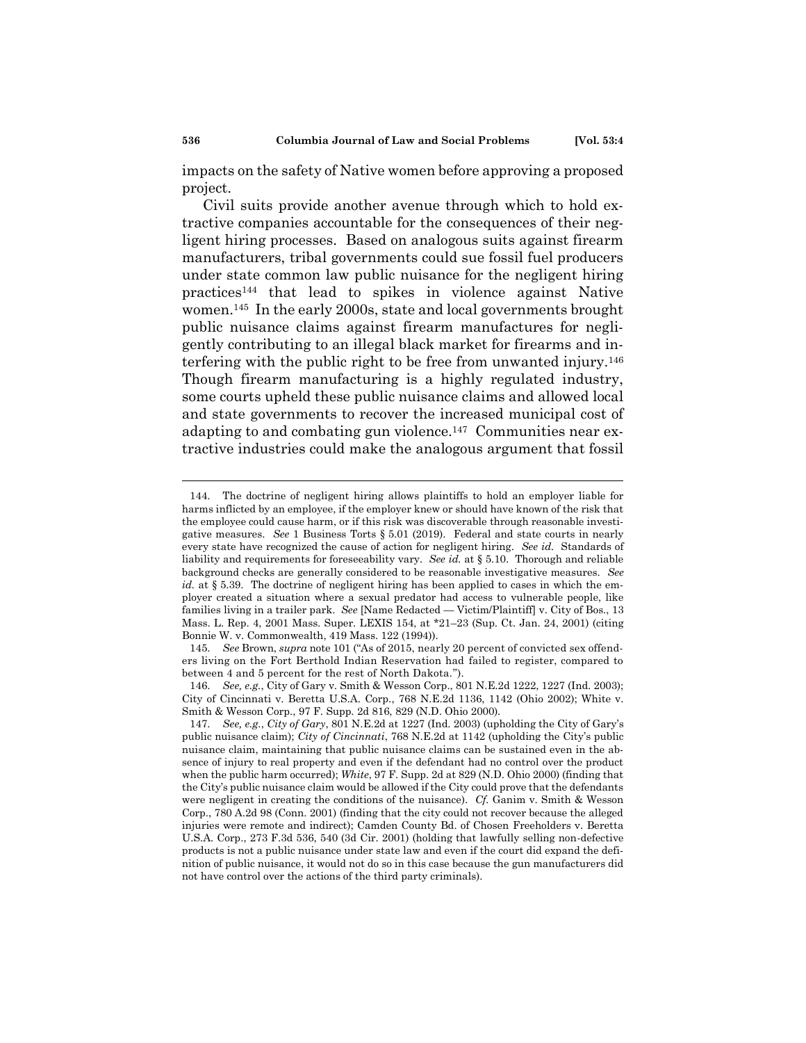impacts on the safety of Native women before approving a proposed project.

Civil suits provide another avenue through which to hold extractive companies accountable for the consequences of their negligent hiring processes. Based on analogous suits against firearm manufacturers, tribal governments could sue fossil fuel producers under state common law public nuisance for the negligent hiring practices[144] that lead to spikes in violence against Native women.[145] In the early 2000s, state and local governments brought public nuisance claims against firearm manufactures for negligently contributing to an illegal black market for firearms and interfering with the public right to be free from unwanted injury.[146] Though firearm manufacturing is a highly regulated industry, some courts upheld these public nuisance claims and allowed local and state governments to recover the increased municipal cost of adapting to and combating gun violence.[147] Communities near extractive industries could make the analogous argument that fossil

---

144. The doctrine of negligent hiring allows plaintiffs to hold an employer liable for harms inflicted by an employee, if the employer knew or should have known of the risk that the employee could cause harm, or if this risk was discoverable through reasonable investigative measures. *See* 1 Business Torts § 5.01 (2019). Federal and state courts in nearly every state have recognized the cause of action for negligent hiring. *See id.* Standards of liability and requirements for foreseeability vary. *See id.* at § 5.10. Thorough and reliable background checks are generally considered to be reasonable investigative measures. *See id.* at § 5.39. The doctrine of negligent hiring has been applied to cases in which the employer created a situation where a sexual predator had access to vulnerable people, like families living in a trailer park. *See* [Name Redacted — Victim/Plaintiff] v. City of Bos., 13 Mass. L. Rep. 4, 2001 Mass. Super. LEXIS 154, at *21–23 (Sup. Ct. Jan. 24, 2001) (citing Bonnie W. v. Commonwealth, 419 Mass. 122 (1994)).

145. *See* Brown, *supra* note 101 ("As of 2015, nearly 20 percent of convicted sex offenders living on the Fort Berthold Indian Reservation had failed to register, compared to between 4 and 5 percent for the rest of North Dakota.").

146. *See, e.g.*, City of Gary v. Smith & Wesson Corp., 801 N.E.2d 1222, 1227 (Ind. 2003); City of Cincinnati v. Beretta U.S.A. Corp., 768 N.E.2d 1136, 1142 (Ohio 2002); White v. Smith & Wesson Corp., 97 F. Supp. 2d 816, 829 (N.D. Ohio 2000).

147. *See, e.g.*, *City of Gary*, 801 N.E.2d at 1227 (Ind. 2003) (upholding the City of Gary's public nuisance claim); *City of Cincinnati*, 768 N.E.2d at 1142 (upholding the City's public nuisance claim, maintaining that public nuisance claims can be sustained even in the absence of injury to real property and even if the defendant had no control over the product when the public harm occurred); *White*, 97 F. Supp. 2d at 829 (N.D. Ohio 2000) (finding that the City's public nuisance claim would be allowed if the City could prove that the defendants were negligent in creating the conditions of the nuisance). *Cf.* Ganim v. Smith & Wesson Corp., 780 A.2d 98 (Conn. 2001) (finding that the city could not recover because the alleged injuries were remote and indirect); Camden County Bd. of Chosen Freeholders v. Beretta U.S.A. Corp., 273 F.3d 536, 540 (3d Cir. 2001) (holding that lawfully selling non-defective products is not a public nuisance under state law and even if the court did expand the definition of public nuisance, it would not do so in this case because the gun manufacturers did not have control over the actions of the third party criminals).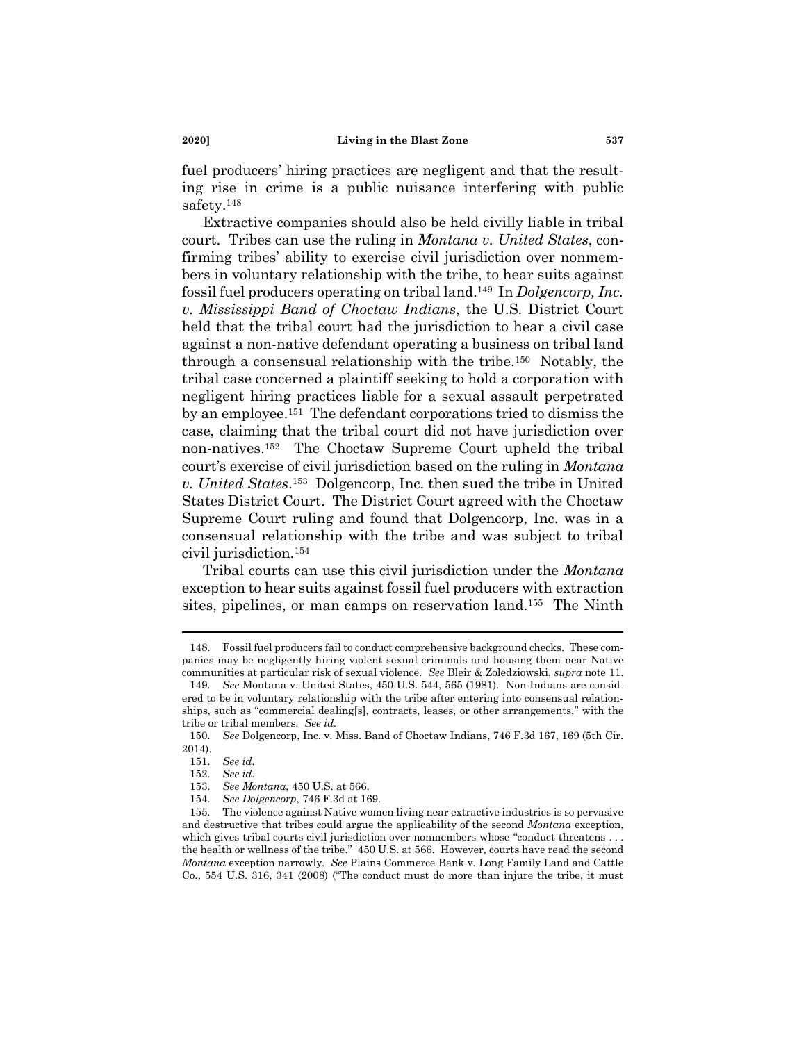fuel producers' hiring practices are negligent and that the resulting rise in crime is a public nuisance interfering with public safety.[148]

Extractive companies should also be held civilly liable in tribal court. Tribes can use the ruling in *Montana v. United States*, confirming tribes' ability to exercise civil jurisdiction over nonmembers in voluntary relationship with the tribe, to hear suits against fossil fuel producers operating on tribal land.[149] In *Dolgencorp, Inc. v. Mississippi Band of Choctaw Indians*, the U.S. District Court held that the tribal court had the jurisdiction to hear a civil case against a non-native defendant operating a business on tribal land through a consensual relationship with the tribe.[150] Notably, the tribal case concerned a plaintiff seeking to hold a corporation with negligent hiring practices liable for a sexual assault perpetrated by an employee.[151] The defendant corporations tried to dismiss the case, claiming that the tribal court did not have jurisdiction over non-natives.[152] The Choctaw Supreme Court upheld the tribal court's exercise of civil jurisdiction based on the ruling in *Montana v. United States*.[153] Dolgencorp, Inc. then sued the tribe in United States District Court. The District Court agreed with the Choctaw Supreme Court ruling and found that Dolgencorp, Inc. was in a consensual relationship with the tribe and was subject to tribal civil jurisdiction.[154]

Tribal courts can use this civil jurisdiction under the *Montana* exception to hear suits against fossil fuel producers with extraction sites, pipelines, or man camps on reservation land.[155] The Ninth

---

148. Fossil fuel producers fail to conduct comprehensive background checks. These companies may be negligently hiring violent sexual criminals and housing them near Native communities at particular risk of sexual violence. *See* Bleir & Zoledziowski, *supra* note 11.

149. *See* Montana v. United States, 450 U.S. 544, 565 (1981). Non-Indians are considered to be in voluntary relationship with the tribe after entering into consensual relationships, such as "commercial dealing[s], contracts, leases, or other arrangements," with the tribe or tribal members. *See id.*

150. *See* Dolgencorp, Inc. v. Miss. Band of Choctaw Indians, 746 F.3d 167, 169 (5th Cir. 2014).

151. *See id.*

152. *See id.*

153. *See Montana*, 450 U.S. at 566.

154. *See Dolgencorp*, 746 F.3d at 169.

155. The violence against Native women living near extractive industries is so pervasive and destructive that tribes could argue the applicability of the second *Montana* exception, which gives tribal courts civil jurisdiction over nonmembers whose "conduct threatens . . . the health or wellness of the tribe." 450 U.S. at 566. However, courts have read the second *Montana* exception narrowly. *See* Plains Commerce Bank v. Long Family Land and Cattle Co., 554 U.S. 316, 341 (2008) ("The conduct must do more than injure the tribe, it must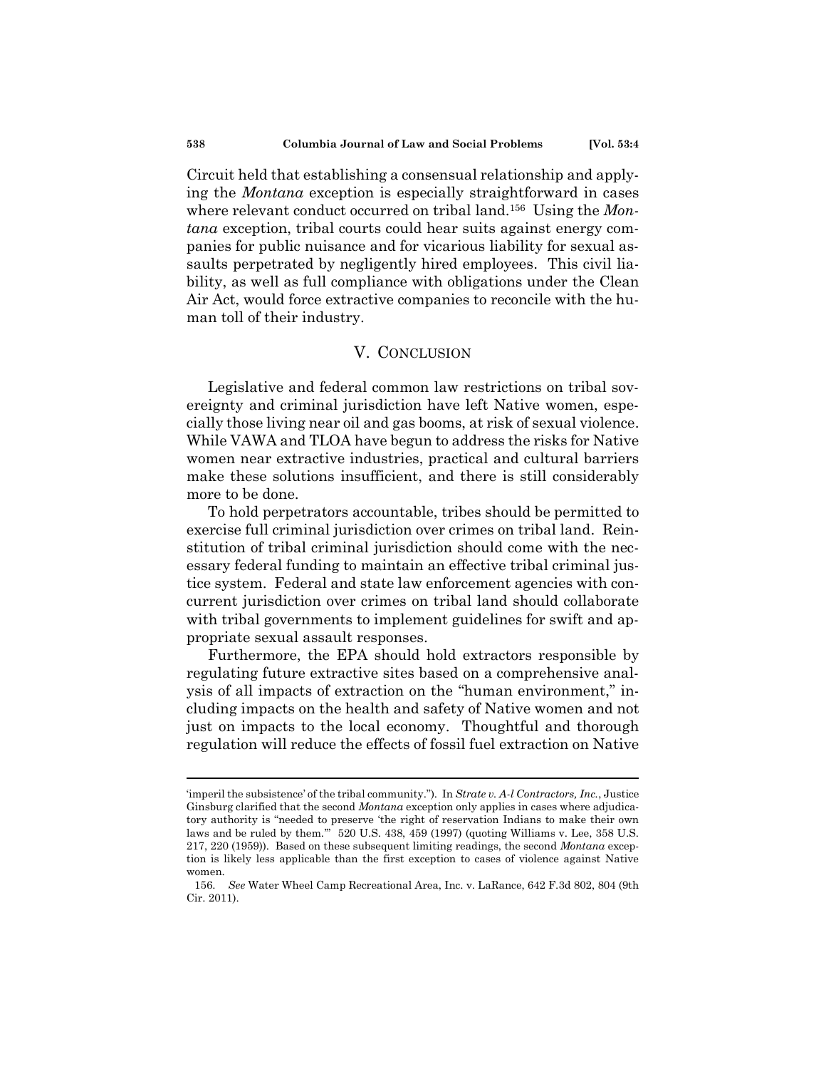Circuit held that establishing a consensual relationship and applying the *Montana* exception is especially straightforward in cases where relevant conduct occurred on tribal land.[156] Using the *Montana* exception, tribal courts could hear suits against energy companies for public nuisance and for vicarious liability for sexual assaults perpetrated by negligently hired employees. This civil liability, as well as full compliance with obligations under the Clean Air Act, would force extractive companies to reconcile with the human toll of their industry.

## V. CONCLUSION

Legislative and federal common law restrictions on tribal sovereignty and criminal jurisdiction have left Native women, especially those living near oil and gas booms, at risk of sexual violence. While VAWA and TLOA have begun to address the risks for Native women near extractive industries, practical and cultural barriers make these solutions insufficient, and there is still considerably more to be done.

To hold perpetrators accountable, tribes should be permitted to exercise full criminal jurisdiction over crimes on tribal land. Reinstitution of tribal criminal jurisdiction should come with the necessary federal funding to maintain an effective tribal criminal justice system. Federal and state law enforcement agencies with concurrent jurisdiction over crimes on tribal land should collaborate with tribal governments to implement guidelines for swift and appropriate sexual assault responses.

Furthermore, the EPA should hold extractors responsible by regulating future extractive sites based on a comprehensive analysis of all impacts of extraction on the "human environment," including impacts on the health and safety of Native women and not just on impacts to the local economy. Thoughtful and thorough regulation will reduce the effects of fossil fuel extraction on Native

---

'imperil the subsistence' of the tribal community."). In *Strate v. A-l Contractors, Inc.*, Justice Ginsburg clarified that the second *Montana* exception only applies in cases where adjudicatory authority is "needed to preserve 'the right of reservation Indians to make their own laws and be ruled by them.'" 520 U.S. 438, 459 (1997) (quoting Williams v. Lee, 358 U.S. 217, 220 (1959)). Based on these subsequent limiting readings, the second *Montana* exception is likely less applicable than the first exception to cases of violence against Native women.

156. *See* Water Wheel Camp Recreational Area, Inc. v. LaRance, 642 F.3d 802, 804 (9th Cir. 2011).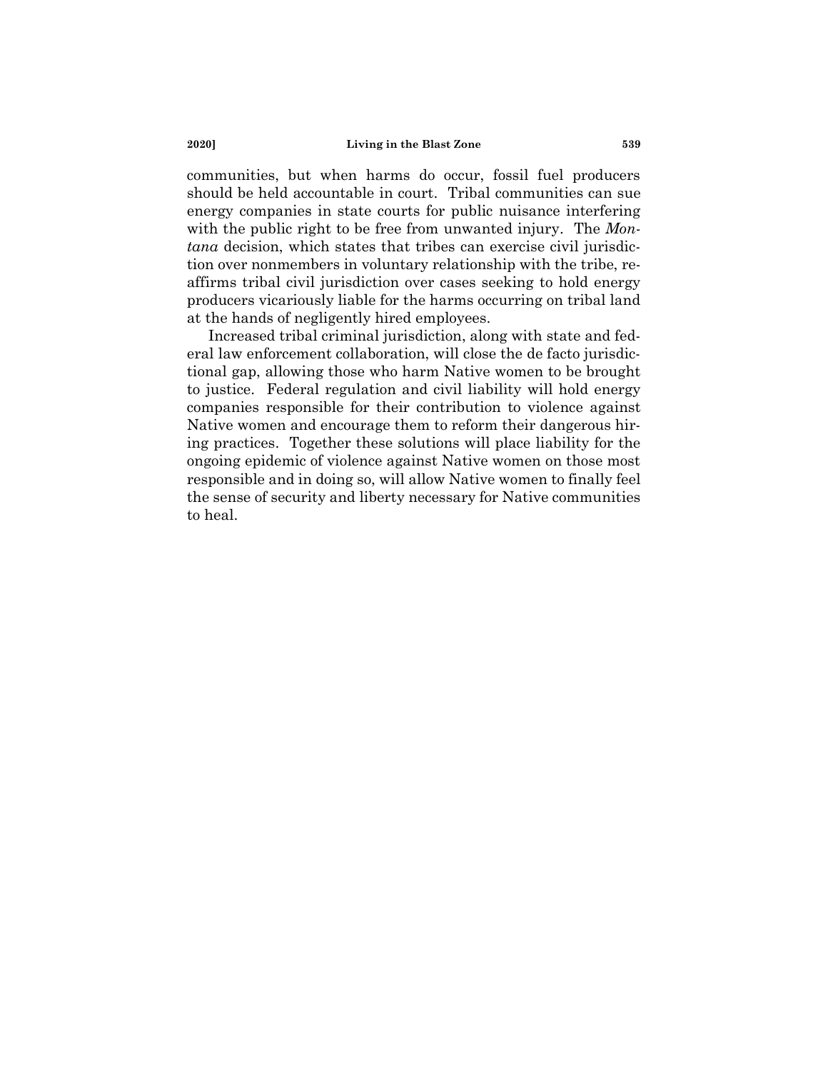communities, but when harms do occur, fossil fuel producers should be held accountable in court. Tribal communities can sue energy companies in state courts for public nuisance interfering with the public right to be free from unwanted injury. The *Montana* decision, which states that tribes can exercise civil jurisdiction over nonmembers in voluntary relationship with the tribe, reaffirms tribal civil jurisdiction over cases seeking to hold energy producers vicariously liable for the harms occurring on tribal land at the hands of negligently hired employees.

Increased tribal criminal jurisdiction, along with state and federal law enforcement collaboration, will close the de facto jurisdictional gap, allowing those who harm Native women to be brought to justice. Federal regulation and civil liability will hold energy companies responsible for their contribution to violence against Native women and encourage them to reform their dangerous hiring practices. Together these solutions will place liability for the ongoing epidemic of violence against Native women on those most responsible and in doing so, will allow Native women to finally feel the sense of security and liberty necessary for Native communities to heal.